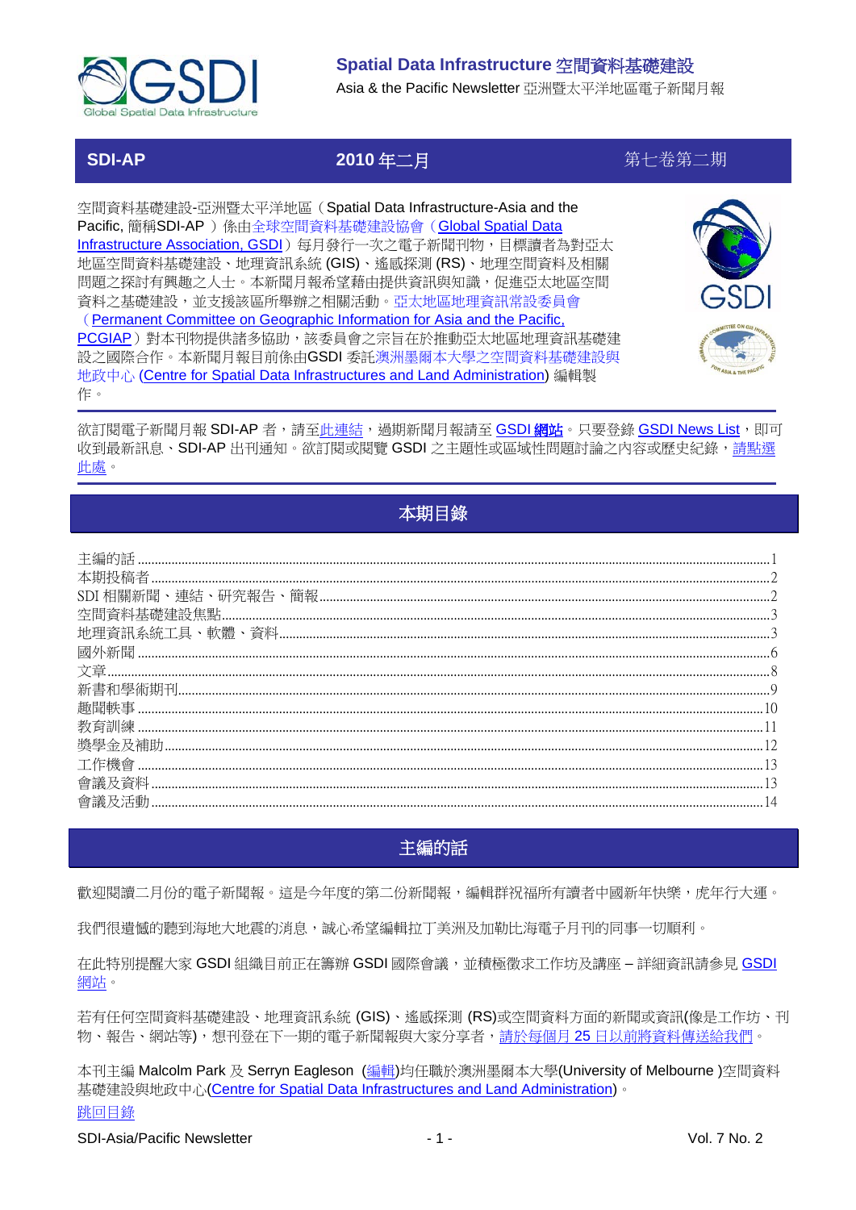# Spatial Data Infrastructure 空間資料基礎建設

Asia & the Pacific Newsletter 亞洲暨太平洋地區電子新聞月報

**SDI-AP** **2010 年二月** 第七卷第二期

空間資料基礎建設-亞洲暨太平洋地區（Spatial Data Infrastructure-Asia and the Pacific, 簡稱SDI-AP ）係由全球空間資料基礎建設協會（Global Spatial Data Infrastructure Association, GSDI）每月發行一次之電子新聞刊物，目標讀者為對亞太地區空間資料基礎建設、地理資訊系統 (GIS)、遙感探測 (RS)、地理空間資料及相關問題之探討有興趣之人士。本新聞月報希望藉由提供資訊與知識，促進亞太地區空間資料之基礎建設，並支援該區所舉辦之相關活動。亞太地區地理資訊常設委員會（Permanent Committee on Geographic Information for Asia and the Pacific, PCGIAP）對本刊物提供諸多協助，該委員會之宗旨在於推動亞太地區地理資訊基礎建設之國際合作。本新聞月報目前係由GSDI 委託澳洲墨爾本大學之空間資料基礎建設與地政中心 (Centre for Spatial Data Infrastructures and Land Administration) 編輯製作。

欲訂閱電子新聞月報 SDI-AP 者，請至此連結，過期新聞月報請至 GSDI 網站。只要登錄 GSDI News List，即可收到最新訊息、SDI-AP 出刊通知。欲訂閱或閱覽 GSDI 之主題性或區域性問題討論之內容或歷史紀錄，請點選此處。

## 本期目錄

| | |
|---|---|
| 主編的話 | 1 |
| 本期投稿者 | 2 |
| SDI 相關新聞、連結、研究報告、簡報 | 2 |
| 空間資料基礎建設焦點 | 3 |
| 地理資訊系統工具、軟體、資料 | 3 |
| 國外新聞 | 6 |
| 文章 | 8 |
| 新書和學術期刊 | 9 |
| 趣聞軼事 | 10 |
| 教育訓練 | 11 |
| 獎學金及補助 | 12 |
| 工作機會 | 13 |
| 會議及資料 | 13 |
| 會議及活動 | 14 |

## 主編的話

歡迎閱讀二月份的電子新聞報。這是今年度的第二份新聞報，編輯群祝福所有讀者中國新年快樂，虎年行大運。

我們很遺憾的聽到海地大地震的消息，誠心希望編輯拉丁美洲及加勒比海電子月刊的同事一切順利。

在此特別提醒大家 GSDI 組織目前正在籌辦 GSDI 國際會議，並積極徵求工作坊及講座 – 詳細資訊請參見 GSDI 網站。

若有任何空間資料基礎建設、地理資訊系統 (GIS)、遙感探測 (RS)或空間資料方面的新聞或資訊(像是工作坊、刊物、報告、網站等)，想刊登在下一期的電子新聞報與大家分享者，請於每個月 25 日以前將資料傳送給我們。

本刊主編 Malcolm Park 及 Serryn Eagleson (編輯)均任職於澳洲墨爾本大學(University of Melbourne )空間資料基礎建設與地政中心(Centre for Spatial Data Infrastructures and Land Administration)。

跳回目錄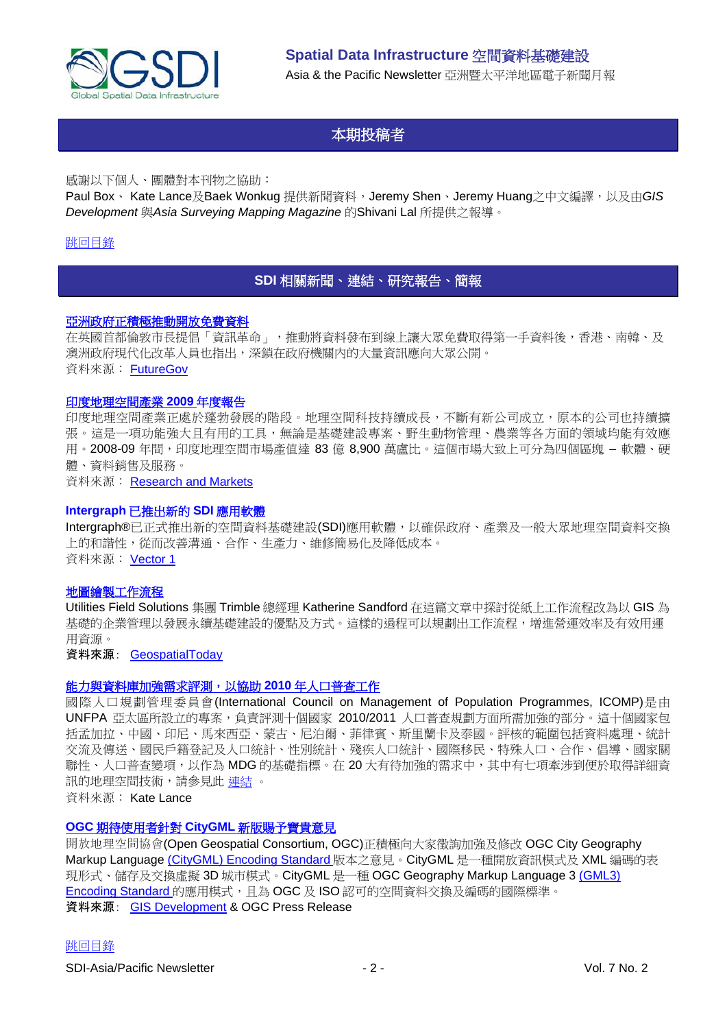## 本期投稿者

感謝以下個人、團體對本刊物之協助：

Paul Box、 Kate Lance及Baek Wonkug 提供新聞資料，Jeremy Shen、Jeremy Huang之中文編譯，以及由*GIS Development* 與*Asia Surveying Mapping Magazine* 的Shivani Lal 所提供之報導。

跳回目錄

## SDI 相關新聞、連結、研究報告、簡報

### 亞洲政府正積極推動開放免費資料

在英國首都倫敦市長提倡「資訊革命」，推動將資料發布到線上讓大眾免費取得第一手資料後，香港、南韓、及澳洲政府現代化改革人員也指出，深鎖在政府機關內的大量資訊應向大眾公開。

資料來源： FutureGov

### 印度地理空間產業 2009 年度報告

印度地理空間產業正處於蓬勃發展的階段。地理空間科技持續成長，不斷有新公司成立，原本的公司也持續擴張。這是一項功能強大且有用的工具，無論是基礎建設專案、野生動物管理、農業等各方面的領域均能有效應用。2008-09 年間，印度地理空間市場產值達 83 億 8,900 萬盧比。這個市場大致上可分為四個區塊 – 軟體、硬體、資料銷售及服務。

資料來源： Research and Markets

### Intergraph 已推出新的 SDI 應用軟體

Intergraph®已正式推出新的空間資料基礎建設(SDI)應用軟體，以確保政府、產業及一般大眾地理空間資料交換上的和諧性，從而改善溝通、合作、生產力、維修簡易化及降低成本。

資料來源： Vector 1

### 地圖繪製工作流程

Utilities Field Solutions 集團 Trimble 總經理 Katherine Sandford 在這篇文章中探討從紙上工作流程改為以 GIS 為基礎的企業管理以發展永續基礎建設的優點及方式。這樣的過程可以規劃出工作流程，增進營運效率及有效用運用資源。

**資料來源**: GeospatialToday

### 能力與資料庫加強需求評測，以協助 2010 年人口普查工作

國際人口規劃管理委員會(International Council on Management of Population Programmes, ICOMP)是由 UNFPA 亞太區所設立的專案，負責評測十個國家 2010/2011 人口普查規劃方面所需加強的部分。這十個國家包括孟加拉、中國、印尼、馬來西亞、蒙古、尼泊爾、菲律賓、斯里蘭卡及泰國。評核的範圍包括資料處理、統計交流及傳送、國民戶籍登記及人口統計、性別統計、殘疾人口統計、國際移民、特殊人口、合作、倡導、國家關聯性、人口普查變項，以作為 MDG 的基礎指標。在 20 大有待加強的需求中，其中有七項牽涉到便於取得詳細資訊的地理空間技術，請參見此 連結 。

資料來源： Kate Lance

### OGC 期待使用者針對 CityGML 新版賜予寶貴意見

開放地理空間協會(Open Geospatial Consortium, OGC)正積極向大家徵詢加強及修改 OGC City Geography Markup Language (CityGML) Encoding Standard 版本之意見。CityGML 是一種開放資訊模式及 XML 編碼的表現形式、儲存及交換虛擬 3D 城市模式。CityGML 是一種 OGC Geography Markup Language 3 (GML3) Encoding Standard 的應用模式，且為 OGC 及 ISO 認可的空間資料交換及編碼的國際標準。

**資料來源**: GIS Development & OGC Press Release

跳回目錄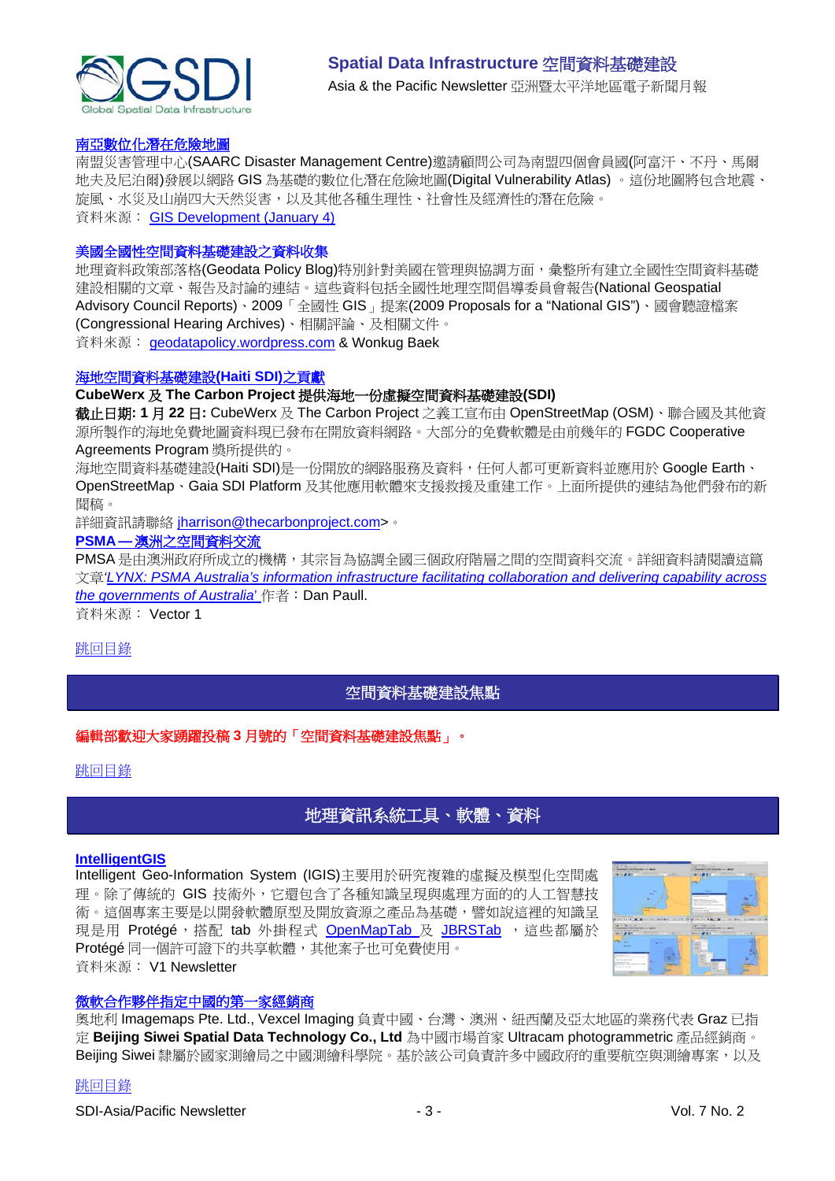[南亞數位化潛在危險地圖](#)

南盟災害管理中心(SAARC Disaster Management Centre)邀請顧問公司為南盟四個會員國(阿富汗、不丹、馬爾地夫及尼泊爾)發展以網路 GIS 為基礎的數位化潛在危險地圖(Digital Vulnerability Atlas) 。這份地圖將包含地震、旋風、水災及山崩四大天然災害，以及其他各種生理性、社會性及經濟性的潛在危險。

資料來源： GIS Development (January 4)

[美國全國性空間資料基礎建設之資料收集](#)

地理資料政策部落格(Geodata Policy Blog)特別針對美國在管理與協調方面，彙整所有建立全國性空間資料基礎建設相關的文章、報告及討論的連結。這些資料包括全國性地理空間倡導委員會報告(National Geospatial Advisory Council Reports)、2009「全國性 GIS」提案(2009 Proposals for a "National GIS")、國會聽證檔案(Congressional Hearing Archives)、相關評論、及相關文件。

資料來源： geodatapolicy.wordpress.com & Wonkug Baek

[海地空間資料基礎建設(Haiti SDI)之貢獻](#)

**CubeWerx 及 The Carbon Project 提供海地一份虛擬空間資料基礎建設(SDI)**

**截止日期: 1 月 22 日:** CubeWerx 及 The Carbon Project 之義工宣布由 OpenStreetMap (OSM)、聯合國及其他資源所製作的海地免費地圖資料現已發布在開放資料網路。大部分的免費軟體是由前幾年的 FGDC Cooperative Agreements Program 獎所提供的。

海地空間資料基礎建設(Haiti SDI)是一份開放的網路服務及資料，任何人都可更新資料並應用於 Google Earth、OpenStreetMap、Gaia SDI Platform 及其他應用軟體來支援救援及重建工作。上面所提供的連結為他們發布的新聞稿。

詳細資訊請聯絡 jharrison@thecarbonproject.com>。

**[PSMA — 澳洲之空間資料交流](#)**

PMSA 是由澳洲政府所成立的機構，其宗旨為協調全國三個政府階層之間的空間資料交流。詳細資料請閱讀這篇文章'*LYNX: PSMA Australia's information infrastructure facilitating collaboration and delivering capability across the governments of Australia'* 作者：Dan Paull.

資料來源： Vector 1

[跳回目錄](#)

## 空間資料基礎建設焦點

**編輯部歡迎大家踴躍投稿 3 月號的「空間資料基礎建設焦點」。**

[跳回目錄](#)

## 地理資訊系統工具、軟體、資料

**[IntelligentGIS](#)**

Intelligent Geo-Information System (IGIS)主要用於研究複雜的虛擬及模型化空間處理。除了傳統的 GIS 技術外，它還包含了各種知識呈現與處理方面的的人工智慧技術。這個專案主要是以開發軟體原型及開放資源之產品為基礎，譬如說這裡的知識呈現是用 Protégé，搭配 tab 外掛程式 OpenMapTab 及 JBRSTab ，這些都屬於 Protégé 同一個許可證下的共享軟體，其他案子也可免費使用。

資料來源： V1 Newsletter

[微軟合作夥伴指定中國的第一家經銷商](#)

奧地利 Imagemaps Pte. Ltd., Vexcel Imaging 負責中國、台灣、澳洲、紐西蘭及亞太地區的業務代表 Graz 已指定 **Beijing Siwei Spatial Data Technology Co., Ltd** 為中國市場首家 Ultracam photogrammetric 產品經銷商。Beijing Siwei 隸屬於國家測繪局之中國測繪科學院。基於該公司負責許多中國政府的重要航空與測繪專案，以及

[跳回目錄](#)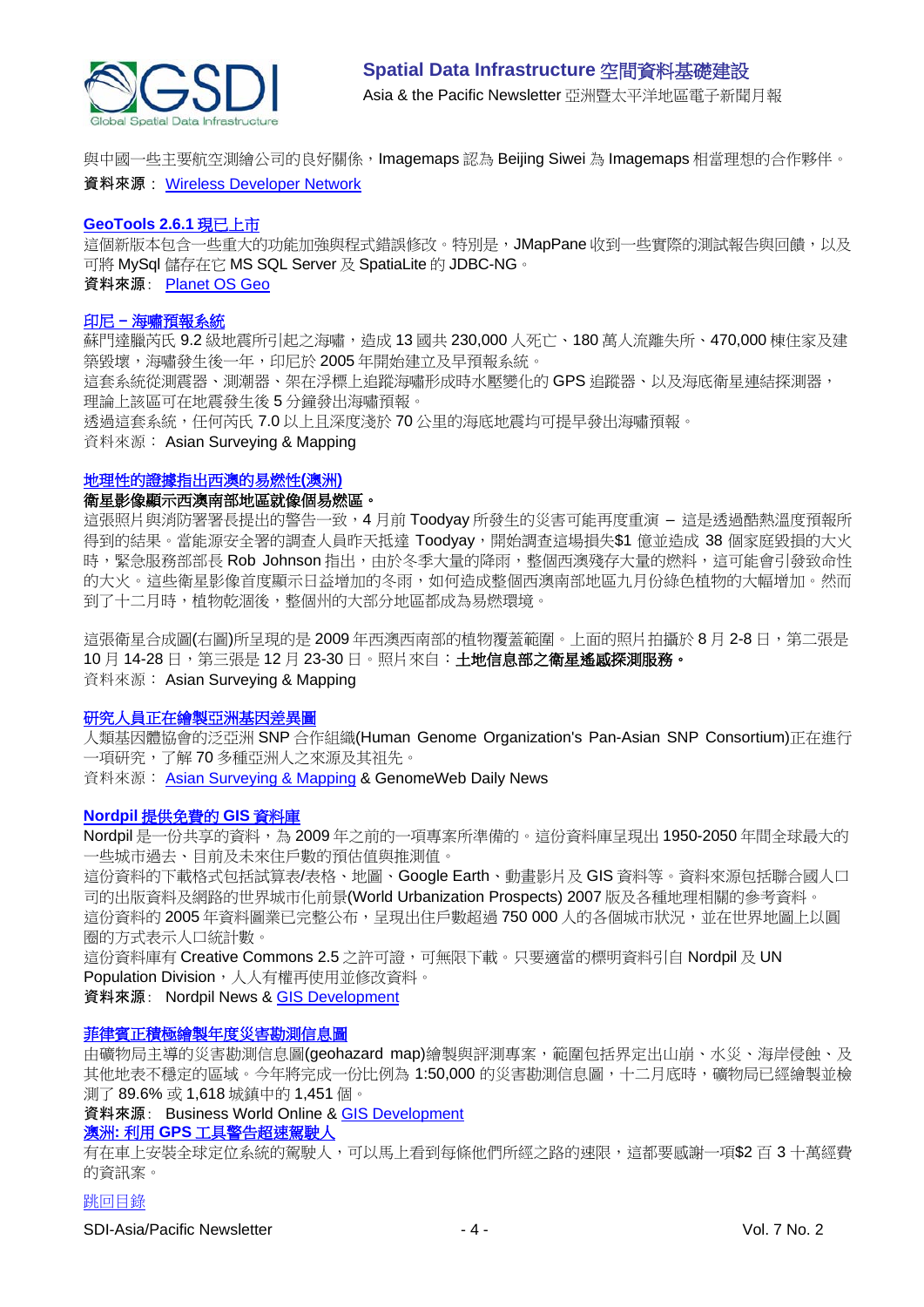與中國一些主要航空測繪公司的良好關係，Imagemaps 認為 Beijing Siwei 為 Imagemaps 相當理想的合作夥伴。

**資料來源**： Wireless Developer Network

### GeoTools 2.6.1 現已上市

這個新版本包含一些重大的功能加強與程式錯誤修改。特別是，JMapPane 收到一些實際的測試報告與回饋，以及可將 MySql 儲存在它 MS SQL Server 及 SpatiaLite 的 JDBC-NG。

**資料來源**: Planet OS Geo

### 印尼 – 海嘯預報系統

蘇門達臘芮氏 9.2 級地震所引起之海嘯，造成 13 國共 230,000 人死亡、180 萬人流離失所、470,000 棟住家及建築毀壞，海嘯發生後一年，印尼於 2005 年開始建立及早預報系統。

這套系統從測震器、測潮器、架在浮標上追蹤海嘯形成時水壓變化的 GPS 追蹤器、以及海底衛星連結探測器，理論上該區可在地震發生後 5 分鐘發出海嘯預報。

透過這套系統，任何芮氏 7.0 以上且深度淺於 70 公里的海底地震均可提早發出海嘯預報。

資料來源： Asian Surveying & Mapping

### 地理性的證據指出西澳的易燃性(澳洲)

**衛星影像顯示西澳南部地區就像個易燃區。**

這張照片與消防署署長提出的警告一致，4 月前 Toodyay 所發生的災害可能再度重演 – 這是透過酷熱溫度預報所得到的結果。當能源安全署的調查人員昨天抵達 Toodyay，開始調查這場損失$1 億並造成 38 個家庭毀損的大火時，緊急服務部部長 Rob Johnson 指出，由於冬季大量的降雨，整個西澳殘存大量的燃料，這可能會引發致命性的大火。這些衛星影像首度顯示日益增加的冬雨，如何造成整個西澳南部地區九月份綠色植物的大幅增加。然而到了十二月時，植物乾涸後，整個州的大部分地區都成為易燃環境。

這張衛星合成圖(右圖)所呈現的是 2009 年西澳西南部的植物覆蓋範圍。上面的照片拍攝於 8 月 2-8 日，第二張是 10 月 14-28 日，第三張是 12 月 23-30 日。照片來自：**土地信息部之衛星遙感探測服務。**

資料來源： Asian Surveying & Mapping

### 研究人員正在繪製亞洲基因差異圖

人類基因體協會的泛亞洲 SNP 合作組織(Human Genome Organization's Pan-Asian SNP Consortium)正在進行一項研究，了解 70 多種亞洲人之來源及其祖先。

資料來源： Asian Surveying & Mapping & GenomeWeb Daily News

### Nordpil 提供免費的 GIS 資料庫

Nordpil 是一份共享的資料，為 2009 年之前的一項專案所準備的。這份資料庫呈現出 1950-2050 年間全球最大的一些城市過去、目前及未來住戶數的預估值與推測值。

這份資料的下載格式包括試算表/表格、地圖、Google Earth、動畫影片及 GIS 資料等。資料來源包括聯合國人口司的出版資料及網路的世界城市化前景(World Urbanization Prospects) 2007 版及各種地理相關的參考資料。

這份資料的 2005 年資料圖業已完整公布，呈現出住戶數超過 750 000 人的各個城市狀況，並在世界地圖上以圓圈的方式表示人口統計數。

這份資料庫有 Creative Commons 2.5 之許可證，可無限下載。只要適當的標明資料引自 Nordpil 及 UN Population Division，人人有權再使用並修改資料。

**資料來源**: Nordpil News & GIS Development

### 菲律賓正積極繪製年度災害勘測信息圖

由礦物局主導的災害勘測信息圖(geohazard map)繪製與評測專案，範圍包括界定出山崩、水災、海岸侵蝕、及其他地表不穩定的區域。今年將完成一份比例為 1:50,000 的災害勘測信息圖，十二月底時，礦物局已經繪製並檢測了 89.6% 或 1,618 城鎮中的 1,451 個。

**資料來源**: Business World Online & GIS Development

### 澳洲: 利用 GPS 工具警告超速駕駛人

有在車上安裝全球定位系統的駕駛人，可以馬上看到每條他們所經之路的速限，這都要感謝一項$2 百 3 十萬經費的資訊案。

跳回目錄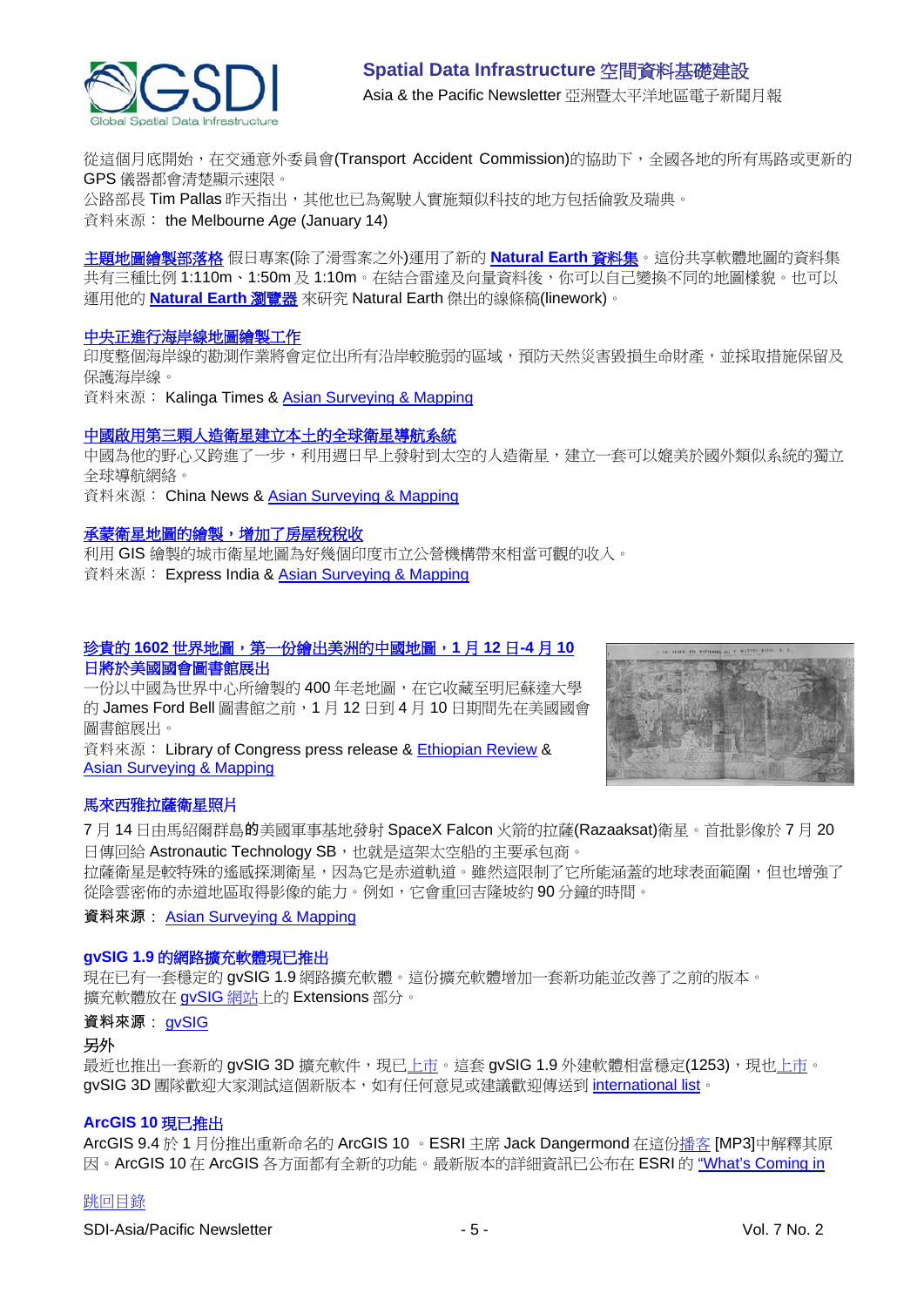從這個月底開始，在交通意外委員會(Transport Accident Commission)的協助下，全國各地的所有馬路或更新的 GPS 儀器都會清楚顯示速限。

公路部長 Tim Pallas 昨天指出，其他也已為駕駛人實施類似科技的地方包括倫敦及瑞典。

資料來源： the Melbourne *Age* (January 14)

**主題地圖繪製部落格** 假日專案(除了滑雪案之外)運用了新的 **Natural Earth 資料集**。這份共享軟體地圖的資料集共有三種比例 1:110m、1:50m 及 1:10m。在結合雷達及向量資料後，你可以自己變換不同的地圖樣貌。也可以運用他的 **Natural Earth 瀏覽器** 來研究 Natural Earth 傑出的線條稿(linework)。

### 中央正進行海岸線地圖繪製工作

印度整個海岸線的勘測作業將會定位出所有沿岸較脆弱的區域，預防天然災害毀損生命財產，並採取措施保留及保護海岸線。

資料來源： Kalinga Times & Asian Surveying & Mapping

### 中國啟用第三顆人造衛星建立本土的全球衛星導航系統

中國為他的野心又跨進了一步，利用週日早上發射到太空的人造衛星，建立一套可以媲美於國外類似系統的獨立全球導航網絡。

資料來源： China News & Asian Surveying & Mapping

### 承蒙衛星地圖的繪製，增加了房屋稅稅收

利用 GIS 繪製的城市衛星地圖為好幾個印度市立公營機構帶來相當可觀的收入。

資料來源： Express India & Asian Surveying & Mapping

### 珍貴的 1602 世界地圖，第一份繪出美洲的中國地圖，1 月 12 日-4 月 10 日將於美國國會圖書館展出

一份以中國為世界中心所繪製的 400 年老地圖，在它收藏至明尼蘇達大學的 James Ford Bell 圖書館之前，1 月 12 日到 4 月 10 日期間先在美國國會圖書館展出。

資料來源： Library of Congress press release & Ethiopian Review & Asian Surveying & Mapping

### 馬來西雅拉薩衛星照片

7 月 14 日由馬紹爾群島的美國軍事基地發射 SpaceX Falcon 火箭的拉薩(Razaaksat)衛星。首批影像於 7 月 20 日傳回給 Astronautic Technology SB，也就是這架太空船的主要承包商。

拉薩衛星是較特殊的遙感探測衛星，因為它是赤道軌道。雖然這限制了它所能涵蓋的地球表面範圍，但也增強了從陰雲密佈的赤道地區取得影像的能力。例如，它會重回吉隆坡約 90 分鐘的時間。

**資料來源**： Asian Surveying & Mapping

### gvSIG 1.9 的網路擴充軟體已推出

現在已有一套穩定的 gvSIG 1.9 網路擴充軟體。這份擴充軟體增加一套新功能並改善了之前的版本。

擴充軟體放在 gvSIG 網站上的 Extensions 部分。

**資料來源**： gvSIG

**另外**

最近也推出一套新的 gvSIG 3D 擴充軟件，現已上市。這套 gvSIG 1.9 外建軟體相當穩定(1253)，現也上市。gvSIG 3D 團隊歡迎大家測試這個新版本，如有任何意見或建議歡迎傳送到 international list。

### ArcGIS 10 現已推出

ArcGIS 9.4 於 1 月份推出重新命名的 ArcGIS 10 。ESRI 主席 Jack Dangermond 在這份播客 [MP3]中解釋其原因。ArcGIS 10 在 ArcGIS 各方面都有全新的功能。最新版本的詳細資訊已公布在 ESRI 的 "What's Coming in

跳回目錄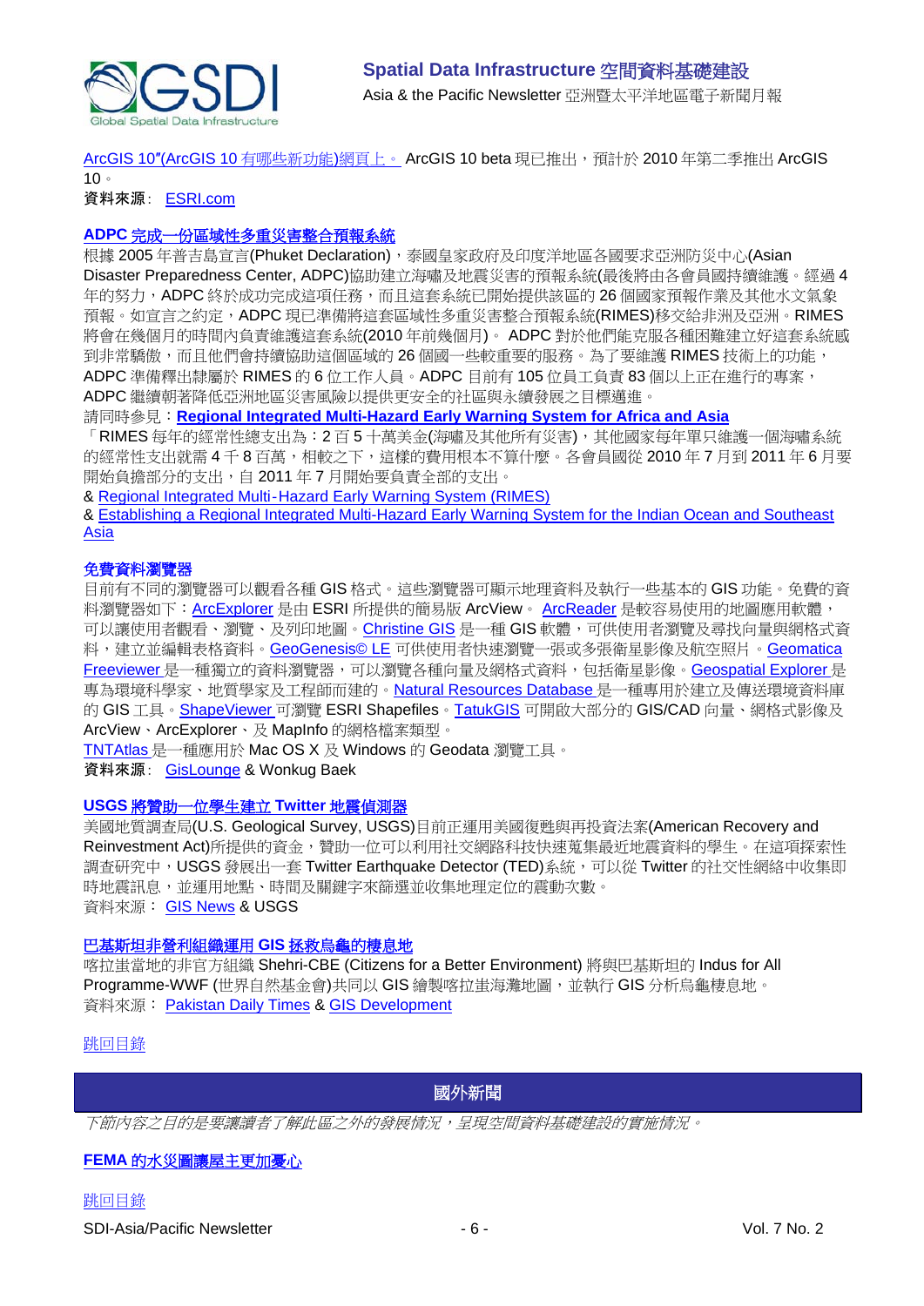ArcGIS 10"(ArcGIS 10 有哪些新功能)網頁上。 ArcGIS 10 beta 現已推出，預計於 2010 年第二季推出 ArcGIS 10。

**資料來源**: ESRI.com

**ADPC 完成一份區域性多重災害整合預報系統**

根據 2005 年普吉島宣言(Phuket Declaration)，泰國皇家政府及印度洋地區各國要求亞洲防災中心(Asian Disaster Preparedness Center, ADPC)協助建立海嘯及地震災害的預報系統(最後將由各會員國持續維護。經過 4 年的努力，ADPC 終於成功完成這項任務，而且這套系統已開始提供該區的 26 個國家預報作業及其他水文氣象預報。如宣言之約定，ADPC 現已準備將這套區域性多重災害整合預報系統(RIMES)移交給非洲及亞洲。RIMES 將會在幾個月的時間內負責維護這套系統(2010 年前幾個月)。 ADPC 對於他們能克服各種困難建立好這套系統感到非常驕傲，而且他們會持續協助這個區域的 26 個國一些較重要的服務。為了要維護 RIMES 技術上的功能，ADPC 準備釋出隸屬於 RIMES 的 6 位工作人員。ADPC 目前有 105 位員工負責 83 個以上正在進行的專案，ADPC 繼續朝著降低亞洲地區災害風險以提供更安全的社區與永續發展之目標邁進。

請同時參見：**Regional Integrated Multi-Hazard Early Warning System for Africa and Asia**

「RIMES 每年的經常性總支出為：2 百 5 十萬美金(海嘯及其他所有災害)，其他國家每年單只維護一個海嘯系統的經常性支出就需 4 千 8 百萬，相較之下，這樣的費用根本不算什麼。各會員國從 2010 年 7 月到 2011 年 6 月要開始負擔部分的支出，自 2011 年 7 月開始要負責全部的支出。

& Regional Integrated Multi-Hazard Early Warning System (RIMES)

& Establishing a Regional Integrated Multi-Hazard Early Warning System for the Indian Ocean and Southeast Asia

**免費資料瀏覽器**

目前有不同的瀏覽器可以觀看各種 GIS 格式。這些瀏覽器可顯示地理資料及執行一些基本的 GIS 功能。免費的資料瀏覽器如下：ArcExplorer 是由 ESRI 所提供的簡易版 ArcView。 ArcReader 是較容易使用的地圖應用軟體，可以讓使用者觀看、瀏覽、及列印地圖。Christine GIS 是一種 GIS 軟體，可供使用者瀏覽及尋找向量與網格式資料，建立並編輯表格資料。GeoGenesis© LE 可供使用者快速瀏覽一張或多張衛星影像及航空照片。Geomatica Freeviewer 是一種獨立的資料瀏覽器，可以瀏覽各種向量及網格式資料，包括衛星影像。Geospatial Explorer 是專為環境科學家、地質學家及工程師而建的。Natural Resources Database 是一種專用於建立及傳送環境資料庫的 GIS 工具。ShapeViewer 可瀏覽 ESRI Shapefiles。TatukGIS 可開啟大部分的 GIS/CAD 向量、網格式影像及 ArcView、ArcExplorer、及 MapInfo 的網格檔案類型。

TNTAtlas 是一種應用於 Mac OS X 及 Windows 的 Geodata 瀏覽工具。

**資料來源**: GisLounge & Wonkug Baek

**USGS 將贊助一位學生建立 Twitter 地震偵測器**

美國地質調查局(U.S. Geological Survey, USGS)目前正運用美國復甦與再投資法案(American Recovery and Reinvestment Act)所提供的資金，贊助一位可以利用社交網路科技快速蒐集最近地震資料的學生。在這項探索性調查研究中，USGS 發展出一套 Twitter Earthquake Detector (TED)系統，可以從 Twitter 的社交性網絡中收集即時地震訊息，並運用地點、時間及關鍵字來篩選並收集地理定位的震動次數。

資料來源： GIS News & USGS

**巴基斯坦非營利組織運用 GIS 拯救烏龜的棲息地**

喀拉蚩當地的非官方組織 Shehri-CBE (Citizens for a Better Environment) 將與巴基斯坦的 Indus for All Programme-WWF (世界自然基金會)共同以 GIS 繪製喀拉蚩海灘地圖，並執行 GIS 分析烏龜棲息地。

資料來源： Pakistan Daily Times & GIS Development

跳回目錄

## 國外新聞

*下節內容之目的是要讓讀者了解此區之外的發展情況，呈現空間資料基礎建設的實施情況。*

**FEMA 的水災圖讓屋主更加憂心**

跳回目錄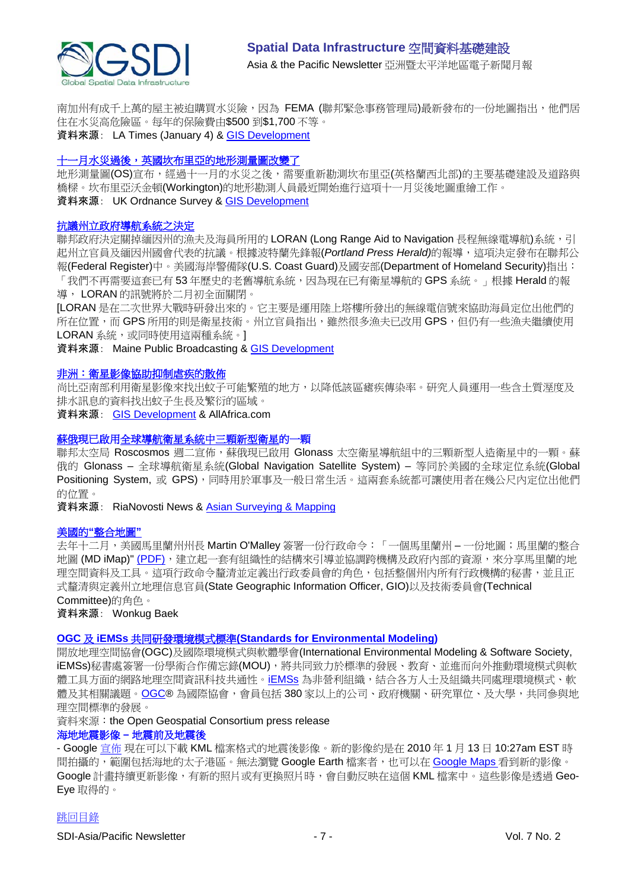南加州有成千上萬的屋主被迫購買水災險，因為 FEMA (聯邦緊急事務管理局)最新發布的一份地圖指出，他們居住在水災高危險區。每年的保險費由$500 到$1,700 不等。
**資料來源**:  LA Times (January 4) & GIS Development

### 十一月水災過後，英國坎布里亞的地形測量圖改變了

地形測量圖(OS)宣布，經過十一月的水災之後，需要重新勘測坎布里亞(英格蘭西北部)的主要基礎建設及道路與橋樑。坎布里亞沃金頓(Workington)的地形勘測人員最近開始進行這項十一月災後地圖重繪工作。
**資料來源**:  UK Ordnance Survey & GIS Development

### 抗議州立政府導航系統之決定

聯邦政府決定關掉緬因州的漁夫及海員所用的 LORAN (Long Range Aid to Navigation 長程無線電導航)系統，引起州立官員及緬因州國會代表的抗議。根據波特蘭先鋒報(*Portland Press Herald)*的報導，這項決定發布在聯邦公報(Federal Register)中。美國海岸警備隊(U.S. Coast Guard)及國安部(Department of Homeland Security)指出：「我們不再需要這套已有 53 年歷史的老舊導航系統，因為現在已有衛星導航的 GPS 系統。」根據 Herald 的報導， LORAN 的訊號將於二月初全面關閉。
[LORAN 是在二次世界大戰時研發出來的。它主要是運用陸上塔樓所發出的無線電信號來協助海員定位出他們的所在位置，而 GPS 所用的則是衛星技術。州立官員指出，雖然很多漁夫已改用 GPS，但仍有一些漁夫繼續使用 LORAN 系統，或同時使用這兩種系統。]
**資料來源**:  Maine Public Broadcasting & GIS Development

### 非洲：衛星影像協助抑制瘧疾的散佈

尚比亞南部利用衛星影像來找出蚊子可能繁殖的地方，以降低該區瘧疾傳染率。研究人員運用一些含土質溼度及排水訊息的資料找出蚊子生長及繁衍的區域。
**資料來源**:  GIS Development & AllAfrica.com

### 蘇俄現已啟用全球導航衛星系統中三顆新型衛星的一顆

聯邦太空局 Roscosmos 週二宣佈，蘇俄現已啟用 Glonass 太空衛星導航組中的三顆新型人造衛星中的一顆。蘇俄的 Glonass – 全球導航衛星系統(Global Navigation Satellite System) – 等同於美國的全球定位系統(Global Positioning System, 或 GPS)，同時用於軍事及一般日常生活。這兩套系統都可讓使用者在幾公尺內定位出他們的位置。
**資料來源**:  RiaNovosti News & Asian Surveying & Mapping

### 美國的"整合地圖"

去年十二月，美國馬里蘭州州長 Martin O'Malley 簽署一份行政命令：「一個馬里蘭州 – 一份地圖；馬里蘭的整合地圖 (MD iMap)" (PDF)，建立起一套有組織性的結構來引導並協調跨機構及政府內部的資源，來分享馬里蘭的地理空間資料及工具。這項行政命令釐清並定義出行政委員會的角色，包括整個州內所有行政機構的秘書，並且正式釐清與定義州立地理信息官員(State Geographic Information Officer, GIO)以及技術委員會(Technical Committee)的角色。
**資料來源**:  Wonkug Baek

### OGC 及 iEMSs 共同研發環境模式標準(Standards for Environmental Modeling)

開放地理空間協會(OGC)及國際環境模式與軟體學會(International Environmental Modeling & Software Society, iEMSs)秘書處簽署一份學術合作備忘錄(MOU)，將共同致力於標準的發展、教育、並進而向外推動環境模式與軟體工具方面的網路地理空間資訊科技共通性。iEMSs 為非營利組織，結合各方人士及組織共同處理環境模式、軟體及其相關議題。OGC® 為國際協會，會員包括 380 家以上的公司、政府機關、研究單位、及大學，共同參與地理空間標準的發展。
資料來源：the Open Geospatial Consortium press release

### 海地地震影像 – 地震前及地震後

- Google 宣佈 現在可以下載 KML 檔案格式的地震後影像。新的影像約是在 2010 年 1 月 13 日 10:27am EST 時間拍攝的，範圍包括海地的太子港區。無法瀏覽 Google Earth 檔案者，也可以在 Google Maps 看到新的影像。Google 計畫持續更新影像，有新的照片或有更換照片時，會自動反映在這個 KML 檔案中。這些影像是透過 Geo-Eye 取得的。

跳回目錄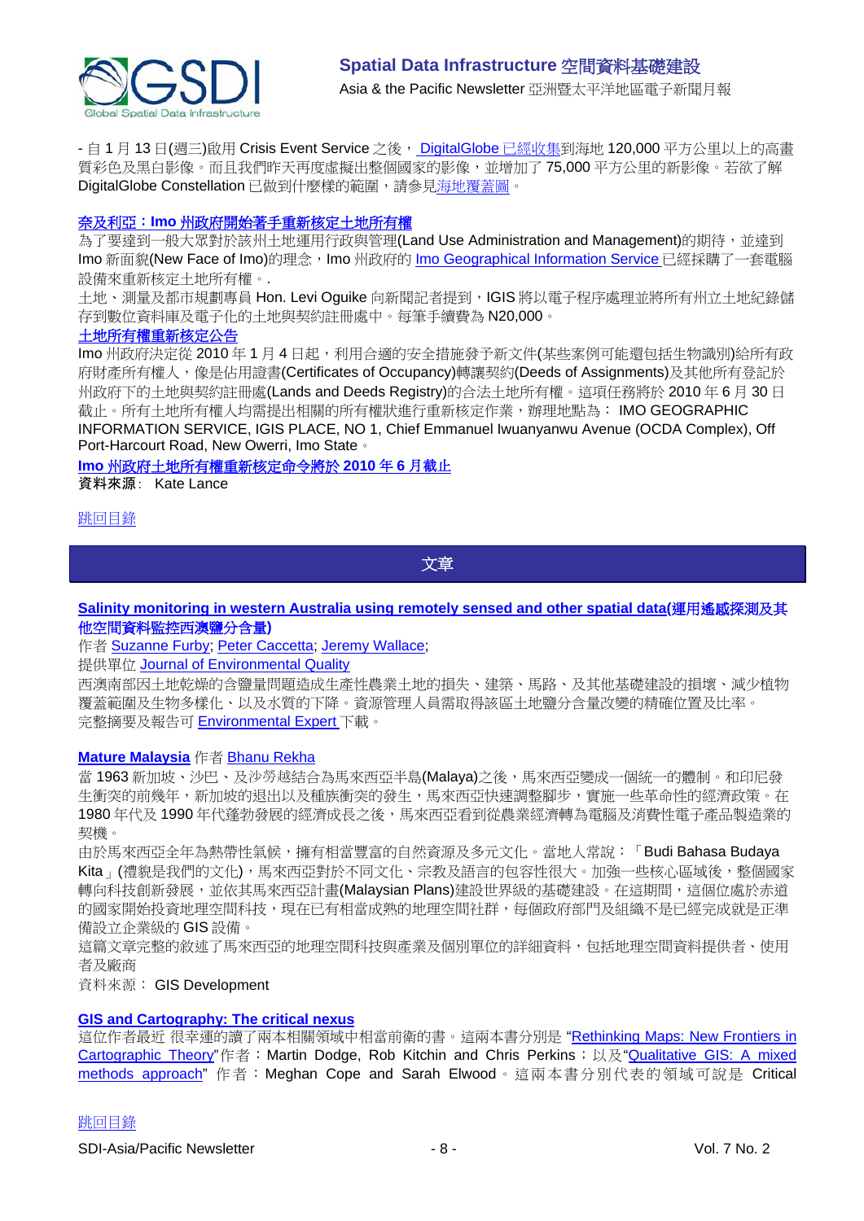- 自 1 月 13 日(週三)啟用 Crisis Event Service 之後， DigitalGlobe 已經收集到海地 120,000 平方公里以上的高畫質彩色及黑白影像。而且我們昨天再度處擬出整個國家的影像，並增加了 75,000 平方公里的新影像。若欲了解 DigitalGlobe Constellation 已做到什麼樣的範圍，請參見海地覆蓋圖。

**奈及利亞：Imo 州政府開始著手重新核定土地所有權**

為了要達到一般大眾對於該州土地運用行政與管理(Land Use Administration and Management)的期待，並達到 Imo 新面貌(New Face of Imo)的理念，Imo 州政府的 Imo Geographical Information Service 已經採購了一套電腦設備來重新核定土地所有權。.

土地、測量及都市規劃專員 Hon. Levi Oguike 向新聞記者提到，IGIS 將以電子程序處理並將所有州立土地紀錄儲存到數位資料庫及電子化的土地與契約註冊處中。每筆手續費為 N20,000。

土地所有權重新核定公告

Imo 州政府決定從 2010 年 1 月 4 日起，利用合適的安全措施發予新文件(某些案例可能還包括生物識別)給所有政府財產所有權人，像是佔用證書(Certificates of Occupancy)轉讓契約(Deeds of Assignments)及其他所有登記於州政府下的土地與契約註冊處(Lands and Deeds Registry)的合法土地所有權。這項任務將於 2010 年 6 月 30 日截止。所有土地所有權人均需提出相關的所有權狀進行重新核定作業，辦理地點為： IMO GEOGRAPHIC INFORMATION SERVICE, IGIS PLACE, NO 1, Chief Emmanuel Iwuanyanwu Avenue (OCDA Complex), Off Port-Harcourt Road, New Owerri, Imo State。

**Imo 州政府土地所有權重新核定命令將於 2010 年 6 月截止**

**資料來源**： Kate Lance

跳回目錄

## 文章

**Salinity monitoring in western Australia using remotely sensed and other spatial data(運用遙感探測及其他空間資料監控西澳鹽分含量)**

作者 Suzanne Furby; Peter Caccetta; Jeremy Wallace;

提供單位 Journal of Environmental Quality

西澳南部因土地乾燥的含鹽量問題造成生產性農業土地的損失、建築、馬路、及其他基礎建設的損壞、減少植物覆蓋範圍及生物多樣化、以及水質的下降。資源管理人員需取得該區土地鹽分含量改變的精確位置及比率。

完整摘要及報告可 Environmental Expert 下載。

**Mature Malaysia** 作者 Bhanu Rekha

當 1963 新加坡、沙巴、及沙勞越結合為馬來西亞半島(Malaya)之後，馬來西亞變成一個統一的體制。和印尼發生衝突的前幾年，新加坡的退出以及種族衝突的發生，馬來西亞快速調整腳步，實施一些革命性的經濟政策。在 1980 年代及 1990 年代蓬勃發展的經濟成長之後，馬來西亞看到從農業經濟轉為電腦及消費性電子產品製造業的契機。

由於馬來西亞全年為熱帶性氣候，擁有相當豐富的自然資源及多元文化。當地人常說：「Budi Bahasa Budaya Kita」(禮貌是我們的文化)，馬來西亞對於不同文化、宗教及語言的包容性很大。加強一些核心區域後，整個國家轉向科技創新發展，並依其馬來西亞計畫(Malaysian Plans)建設世界級的基礎建設。在這期間，這個位處於赤道的國家開始投資地理空間科技，現在已有相當成熟的地理空間社群，每個政府部門及組織不是已經完成就是正準備設立企業級的 GIS 設備。

這篇文章完整的敘述了馬來西亞的地理空間科技與產業及個別單位的詳細資料，包括地理空間資料提供者、使用者及廠商

資料來源： GIS Development

**GIS and Cartography: The critical nexus**

這位作者最近 很幸運的讀了兩本相關領域中相當前衛的書。這兩本書分別是 "Rethinking Maps: New Frontiers in Cartographic Theory"作者：Martin Dodge, Rob Kitchin and Chris Perkins；以及"Qualitative GIS: A mixed methods approach" 作者：Meghan Cope and Sarah Elwood。這兩本書分別代表的領域可說是 Critical

跳回目錄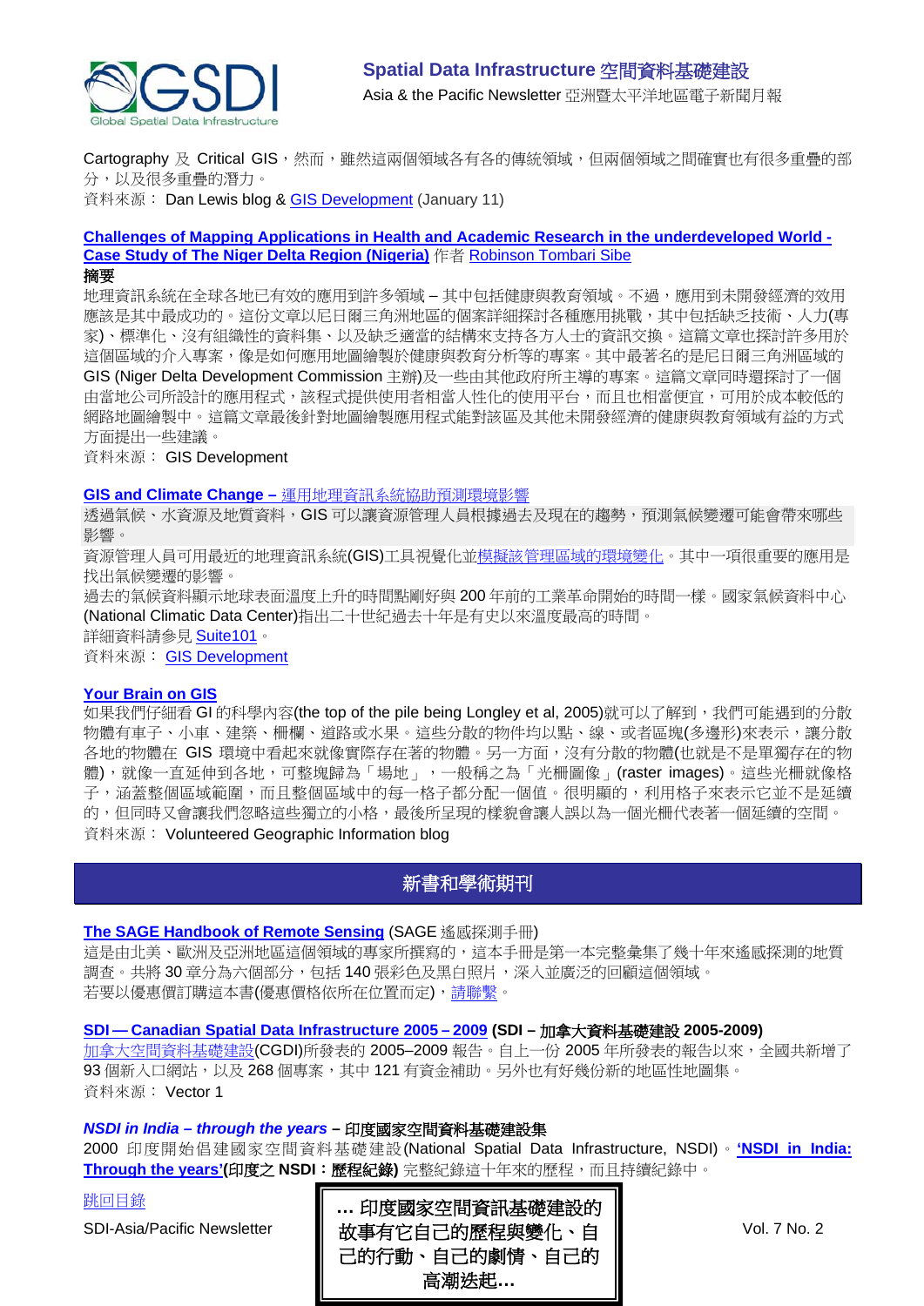Cartography 及 Critical GIS，然而，雖然這兩個領域各有各的傳統領域，但兩個領域之間確實也有很多重疊的部分，以及很多重疊的潛力。

資料來源： Dan Lewis blog & GIS Development (January 11)

**Challenges of Mapping Applications in Health and Academic Research in the underdeveloped World - Case Study of The Niger Delta Region (Nigeria)** 作者 Robinson Tombari Sibe

**摘要**

地理資訊系統在全球各地已有效的應用到許多領域 – 其中包括健康與教育領域。不過，應用到未開發經濟的效用應該是其中最成功的。這份文章以尼日爾三角洲地區的個案詳細探討各種應用挑戰，其中包括缺乏技術、人力(專家)、標準化、沒有組織性的資料集、以及缺乏適當的結構來支持各方人士的資訊交換。這篇文章也探討許多用於這個區域的介入專案，像是如何應用地圖繪製於健康與教育分析等的專案。其中最著名的是尼日爾三角洲區域的 GIS (Niger Delta Development Commission 主辦)及一些由其他政府所主導的專案。這篇文章同時還探討了一個由當地公司所設計的應用程式，該程式提供使用者相當人性化的使用平台，而且也相當便宜，可用於成本較低的網路地圖繪製中。這篇文章最後針對地圖繪製應用程式能對該區及其他未開發經濟的健康與教育領域有益的方式方面提出一些建議。

資料來源： GIS Development

**GIS and Climate Change –** 運用地理資訊系統協助預測環境影響

透過氣候、水資源及地質資料，GIS 可以讓資源管理人員根據過去及現在的趨勢，預測氣候變遷可能會帶來哪些影響。

資源管理人員可用最近的地理資訊系統(GIS)工具視覺化並模擬該管理區域的環境變化。其中一項很重要的應用是找出氣候變遷的影響。

過去的氣候資料顯示地球表面溫度上升的時間點剛好與 200 年前的工業革命開始的時間一樣。國家氣候資料中心(National Climatic Data Center)指出二十世紀過去十年是有史以來溫度最高的時間。

詳細資料請參見 Suite101。

資料來源： GIS Development

**Your Brain on GIS**

如果我們仔細看 GI 的科學內容(the top of the pile being Longley et al, 2005)就可以了解到，我們可能遇到的分散物體有車子、小車、建築、柵欄、道路或水果。這些分散的物件均以點、線、或者區塊(多邊形)來表示，讓分散各地的物體在 GIS 環境中看起來就像實際存在著的物體。另一方面，沒有分散的物體(也就是不是單獨存在的物體)，就像一直延伸到各地，可整塊歸為「場地」，一般稱之為「光柵圖像」(raster images)。這些光柵就像格子，涵蓋整個區域範圍，而且整個區域中的每一格子都分配一個值。很明顯的，利用格子來表示它並不是延續的，但同時又會讓我們忽略這些獨立的小格，最後所呈現的樣貌會讓人誤以為一個光柵代表著一個延續的空間。

資料來源： Volunteered Geographic Information blog

## 新書和學術期刊

**The SAGE Handbook of Remote Sensing** (SAGE 遙感探測手冊)

這是由北美、歐洲及亞洲地區這個領域的專家所撰寫的，這本手冊是第一本完整彙集了幾十年來遙感探測的地質調查。共將 30 章分為六個部分，包括 140 張彩色及黑白照片，深入並廣泛的回顧這個領域。

若要以優惠價訂購這本書(優惠價格依所在位置而定)，請聯繫。

**SDI — Canadian Spatial Data Infrastructure 2005 – 2009 (SDI – 加拿大資料基礎建設 2005-2009)**

加拿大空間資料基礎建設(CGDI)所發表的 2005–2009 報告。自上一份 2005 年所發表的報告以來，全國共新增了 93 個新入口網站，以及 268 個專案，其中 121 有資金補助。另外也有好幾份新的地區性地圖集。

資料來源： Vector 1

***NSDI in India – through the years*** **– 印度國家空間資料基礎建設集**

2000 印度開始倡建國家空間資料基礎建設(National Spatial Data Infrastructure, NSDI)。**'NSDI in India: Through the years'(印度之 NSDI：歷程紀錄)** 完整紀錄這十年來的歷程，而且持續紀錄中。

跳回目錄

**… 印度國家空間資訊基礎建設的故事有它自己的歷程與變化、自己的行動、自己的劇情、自己的高潮迭起…**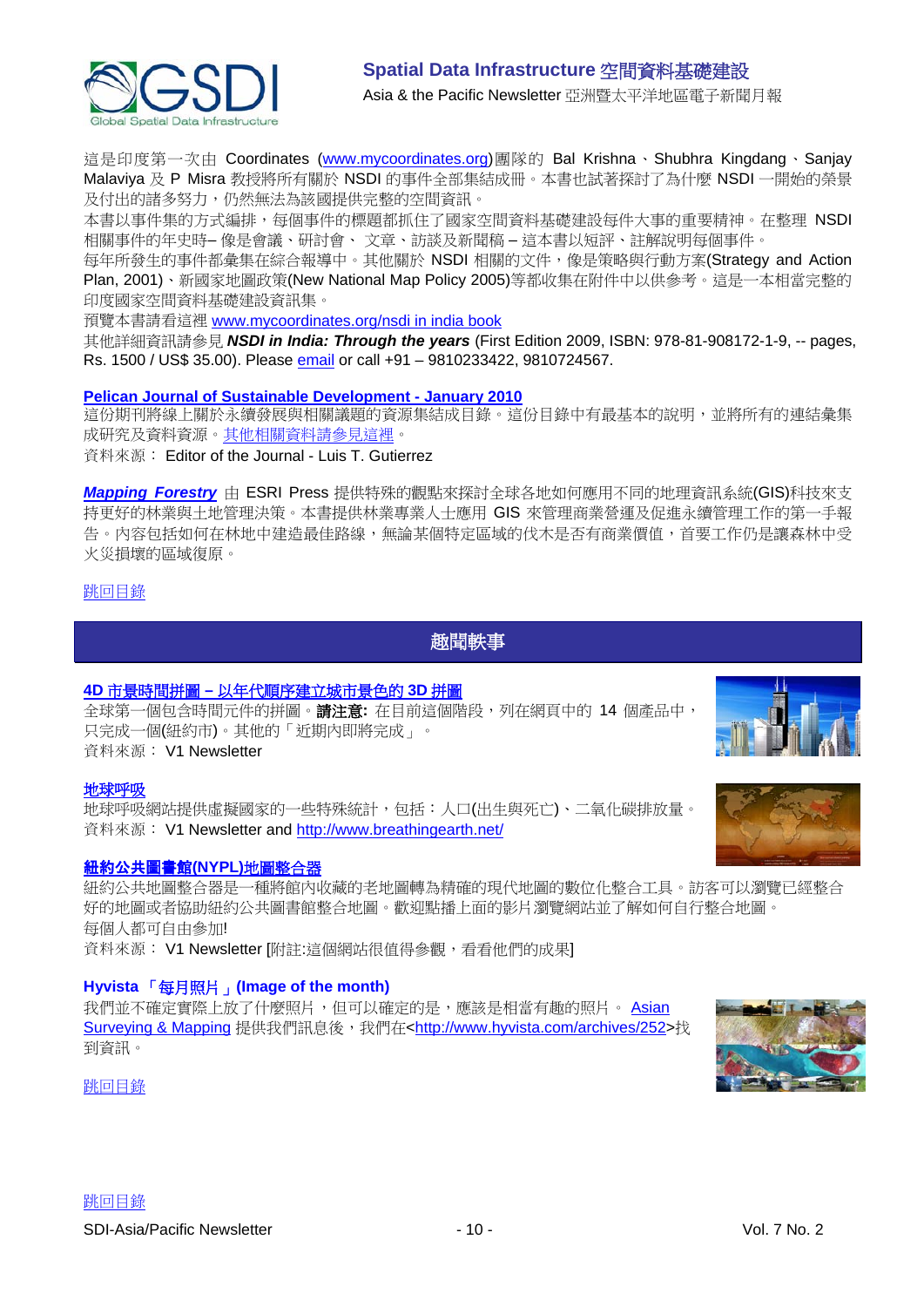這是印度第一次由 Coordinates (www.mycoordinates.org)團隊的 Bal Krishna、Shubhra Kingdang、Sanjay Malaviya 及 P Misra 教授將所有關於 NSDI 的事件全部集結成冊。本書也試著探討了為什麼 NSDI 一開始的榮景及付出的諸多努力，仍然無法為該國提供完整的空間資訊。

本書以事件集的方式編排，每個事件的標題都抓住了國家空間資料基礎建設每件大事的重要精神。在整理 NSDI 相關事件的年史時– 像是會議、研討會、 文章、訪談及新聞稿 – 這本書以短評、註解說明每個事件。

每年所發生的事件都彙集在綜合報導中。其他關於 NSDI 相關的文件，像是策略與行動方案(Strategy and Action Plan, 2001)、新國家地圖政策(New National Map Policy 2005)等都收集在附件中以供參考。這是一本相當完整的印度國家空間資料基礎建設資訊集。

預覽本書請看這裡 www.mycoordinates.org/nsdi in india book

其他詳細資訊請參見 ***NSDI in India: Through the years*** (First Edition 2009, ISBN: 978-81-908172-1-9, -- pages, Rs. 1500 / US$ 35.00). Please email or call +91 – 9810233422, 9810724567.

**Pelican Journal of Sustainable Development - January 2010**

這份期刊將線上關於永續發展與相關議題的資源集結成目錄。這份目錄中有最基本的說明，並將所有的連結彙集成研究及資料資源。其他相關資料請參見這裡。

資料來源： Editor of the Journal - Luis T. Gutierrez

***Mapping Forestry*** 由 ESRI Press 提供特殊的觀點來探討全球各地如何應用不同的地理資訊系統(GIS)科技來支持更好的林業與土地管理決策。本書提供林業專業人士應用 GIS 來管理商業營運及促進永續管理工作的第一手報告。內容包括如何在林地中建造最佳路線，無論某個特定區域的伐木是否有商業價值，首要工作仍是讓森林中受火災損壞的區域復原。

跳回目錄

## 趣聞軼事

**4D 市景時間拼圖 – 以年代順序建立城市景色的 3D 拼圖**

全球第一個包含時間元件的拼圖。**請注意:** 在目前這個階段，列在網頁中的 14 個產品中，只完成一個(紐約市)。其他的「近期內即將完成」。

資料來源： V1 Newsletter

**地球呼吸**

地球呼吸網站提供虛擬國家的一些特殊統計，包括：人口(出生與死亡)、二氧化碳排放量。

資料來源： V1 Newsletter and http://www.breathingearth.net/

**紐約公共圖書館(NYPL)地圖整合器**

紐約公共地圖整合器是一種將館內收藏的老地圖轉為精確的現代地圖的數位化整合工具。訪客可以瀏覽已經整合好的地圖或者協助紐約公共圖書館整合地圖。歡迎點播上面的影片瀏覽網站並了解如何自行整合地圖。

每個人都可自由參加!

資料來源： V1 Newsletter [附註:這個網站很值得參觀，看看他們的成果]

**Hyvista 「每月照片」(Image of the month)**

我們並不確定實際上放了什麼照片，但可以確定的是，應該是相當有趣的照片。 Asian Surveying & Mapping 提供我們訊息後，我們在<http://www.hyvista.com/archives/252>找到資訊。

跳回目錄

跳回目錄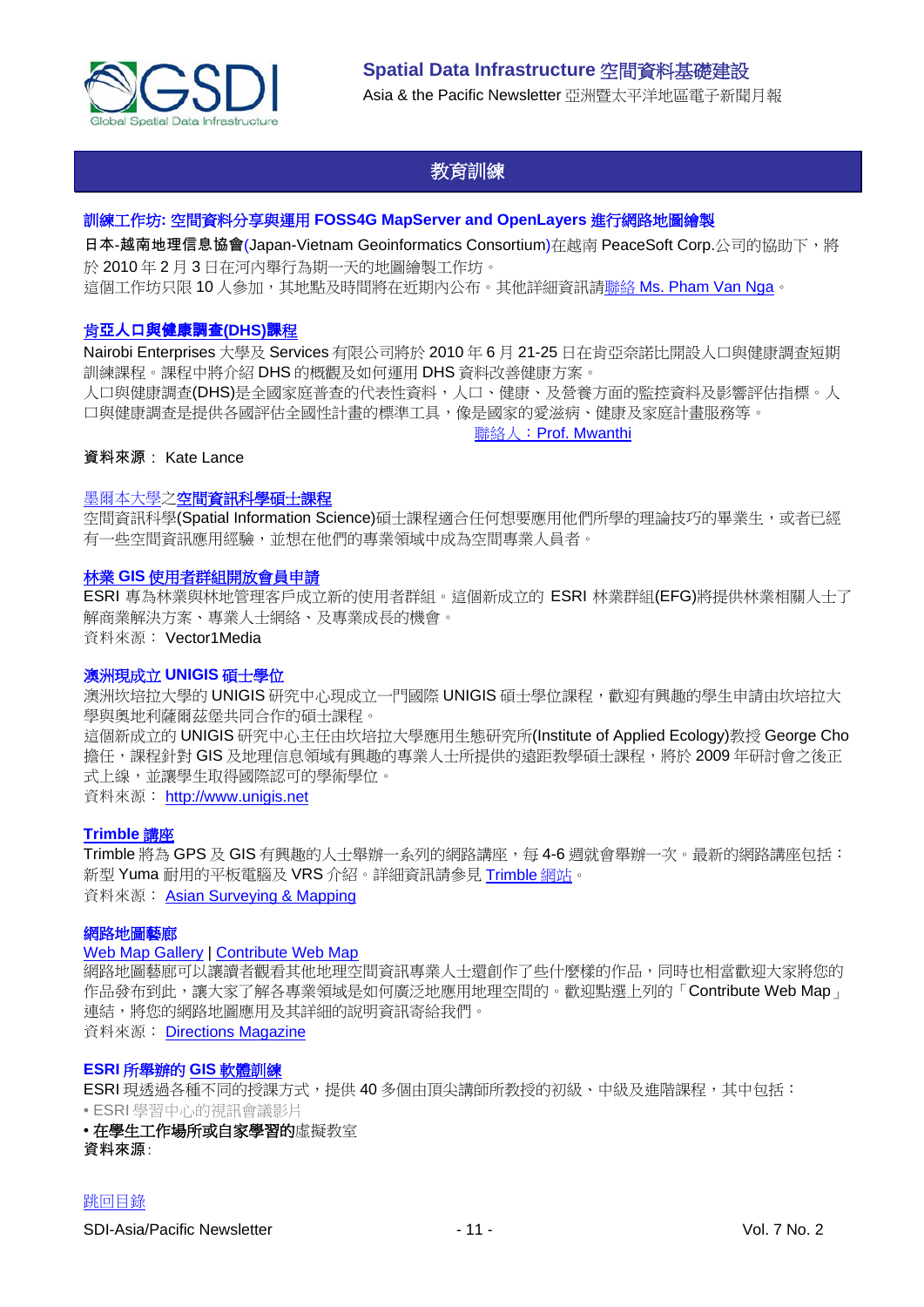## 教育訓練

### 訓練工作坊: 空間資料分享與運用 FOSS4G MapServer and OpenLayers 進行網路地圖繪製

日本-越南地理信息協會(Japan-Vietnam Geoinformatics Consortium)在越南 PeaceSoft Corp.公司的協助下，將於 2010 年 2 月 3 日在河內舉行為期一天的地圖繪製工作坊。
這個工作坊只限 10 人參加，其地點及時間將在近期內公布。其他詳細資訊請聯絡 Ms. Pham Van Nga。

### 肯亞人口與健康調查(DHS)課程

Nairobi Enterprises 大學及 Services 有限公司將於 2010 年 6 月 21-25 日在肯亞奈諾比開設人口與健康調查短期訓練課程。課程中將介紹 DHS 的概觀及如何運用 DHS 資料改善健康方案。
人口與健康調查(DHS)是全國家庭普查的代表性資料，人口、健康、及營養方面的監控資料及影響評估指標。人口與健康調查是提供各國評估全國性計畫的標準工具，像是國家的愛滋病、健康及家庭計畫服務等。
聯絡人：Prof. Mwanthi

資料來源： Kate Lance

### 墨爾本大學之空間資訊科學碩士課程

空間資訊科學(Spatial Information Science)碩士課程適合任何想要應用他們所學的理論技巧的畢業生，或者已經有一些空間資訊應用經驗，並想在他們的專業領域中成為空間專業人員者。

### 林業 GIS 使用者群組開放會員申請

ESRI 專為林業與林地管理客戶成立新的使用者群組。這個新成立的 ESRI 林業群組(EFG)將提供林業相關人士了解商業解決方案、專業人士網絡、及專業成長的機會。
資料來源： Vector1Media

### 澳洲現成立 UNIGIS 碩士學位

澳洲坎培拉大學的 UNIGIS 研究中心現成立一門國際 UNIGIS 碩士學位課程，歡迎有興趣的學生申請由坎培拉大學與奧地利薩爾茲堡共同合作的碩士課程。
這個新成立的 UNIGIS 研究中心主任由坎培拉大學應用生態研究所(Institute of Applied Ecology)教授 George Cho 擔任，課程針對 GIS 及地理信息領域有興趣的專業人士所提供的遠距教學碩士課程，將於 2009 年研討會之後正式上線，並讓學生取得國際認可的學術學位。
資料來源： http://www.unigis.net

### Trimble 講座

Trimble 將為 GPS 及 GIS 有興趣的人士舉辦一系列的網路講座，每 4-6 週就會舉辦一次。最新的網路講座包括：新型 Yuma 耐用的平板電腦及 VRS 介紹。詳細資訊請參見 Trimble 網站。
資料來源： Asian Surveying & Mapping

### 網路地圖藝廊

Web Map Gallery | Contribute Web Map
網路地圖藝廊可以讓讀者觀看其他地理空間資訊專業人士還創作了些什麼樣的作品，同時也相當歡迎大家將您的作品發布到此，讓大家了解各專業領域是如何廣泛地應用地理空間的。歡迎點選上列的「Contribute Web Map」連結，將您的網路地圖應用及其詳細的說明資訊寄給我們。
資料來源： Directions Magazine

### ESRI 所舉辦的 GIS 軟體訓練

ESRI 現透過各種不同的授課方式，提供 40 多個由頂尖講師所教授的初級、中級及進階課程，其中包括：
- ESRI 學習中心的視訊會議影片
- 在學生工作場所或自家學習的虛擬教室

資料來源:

跳回目錄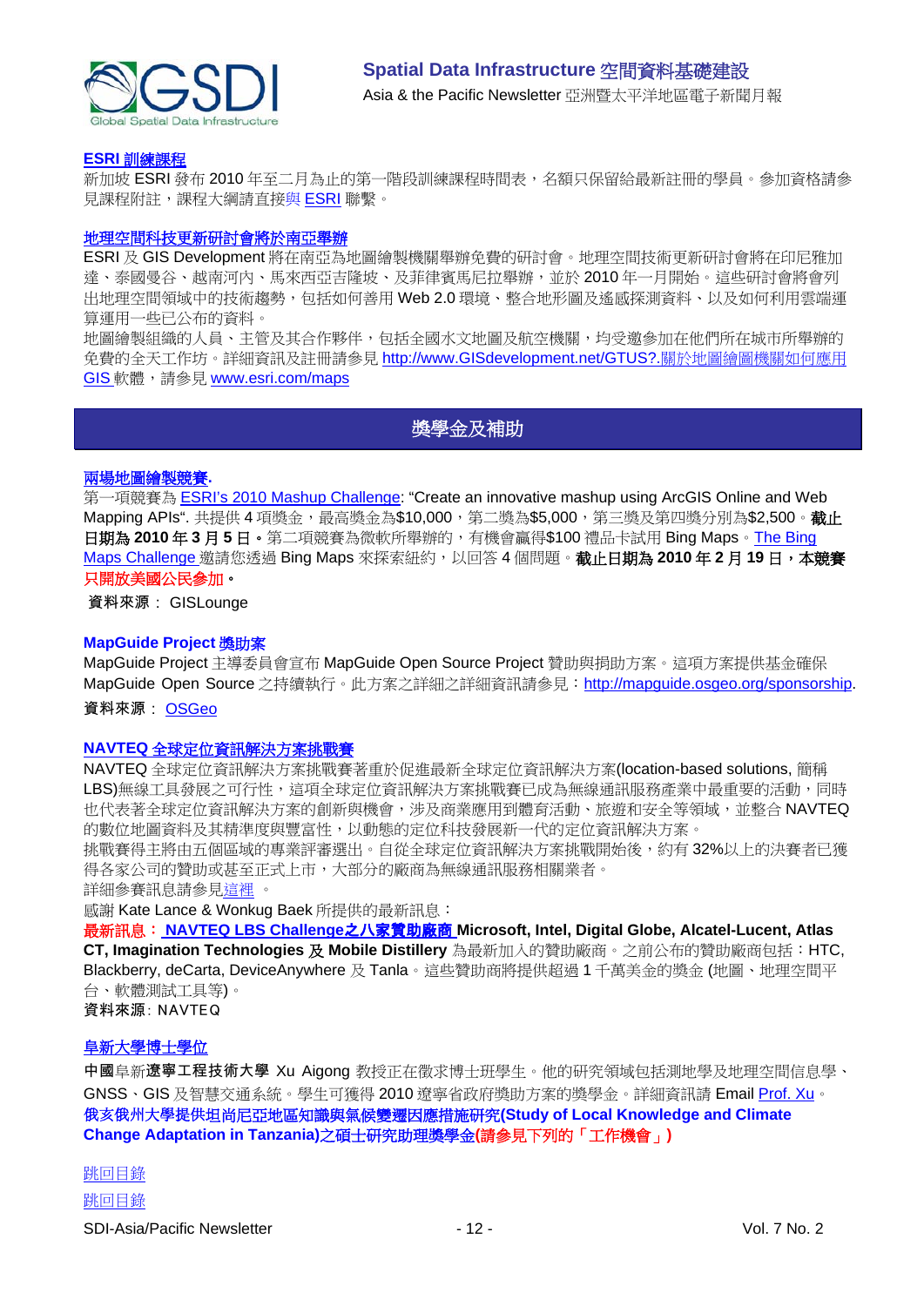**ESRI 訓練課程**

新加坡 ESRI 發布 2010 年至二月為止的第一階段訓練課程時間表，名額只保留給最新註冊的學員。參加資格請參見課程附註，課程大綱請直接與 ESRI 聯繫。

**地理空間科技更新研討會將於南亞舉辦**

ESRI 及 GIS Development 將在南亞為地圖繪製機關舉辦免費的研討會。地理空間技術更新研討會將在印尼雅加達、泰國曼谷、越南河內、馬來西亞吉隆坡、及菲律賓馬尼拉舉辦，並於 2010 年一月開始。這些研討會將會列出地理空間領域中的技術趨勢，包括如何善用 Web 2.0 環境、整合地形圖及遙感探測資料、以及如何利用雲端運算運用一些已公布的資料。

地圖繪製組織的人員、主管及其合作夥伴，包括全國水文地圖及航空機關，均受邀參加在他們所在城市所舉辦的免費的全天工作坊。詳細資訊及註冊請參見 http://www.GISdevelopment.net/GTUS?.關於地圖繪圖機關如何應用 GIS 軟體，請參見 www.esri.com/maps

## 獎學金及補助

**兩場地圖繪製競賽.**

第一項競賽為 ESRI's 2010 Mashup Challenge: "Create an innovative mashup using ArcGIS Online and Web Mapping APIs". 共提供 4 項獎金，最高獎金為$10,000，第二獎為$5,000，第三獎及第四獎分別為$2,500。**截止日期為 2010 年 3 月 5 日。**第二項競賽為微軟所舉辦的，有機會贏得$100 禮品卡試用 Bing Maps。The Bing Maps Challenge 邀請您透過 Bing Maps 來探索紐約，以回答 4 個問題。**截止日期為 2010 年 2 月 19 日，本競賽只開放美國公民參加。**

資料來源： GISLounge

**MapGuide Project 獎助案**

MapGuide Project 主導委員會宣布 MapGuide Open Source Project 贊助與捐助方案。這項方案提供基金確保 MapGuide Open Source 之持續執行。此方案之詳細之詳細資訊請參見：http://mapguide.osgeo.org/sponsorship.

**資料來源**： OSGeo

**NAVTEQ 全球定位資訊解決方案挑戰賽**

NAVTEQ 全球定位資訊解決方案挑戰賽著重於促進最新全球定位資訊解決方案(location-based solutions, 簡稱 LBS)無線工具發展之可行性，這項全球定位資訊解決方案挑戰賽已成為無線通訊服務產業中最重要的活動，同時也代表著全球定位資訊解決方案的創新與機會，涉及商業應用到體育活動、旅遊和安全等領域，並整合 NAVTEQ 的數位地圖資料及其精準度與豐富性，以動態的定位科技發展新一代的定位資訊解決方案。

挑戰賽得主將由五個區域的專業評審選出。自從全球定位資訊解決方案挑戰開始後，約有 32%以上的決賽者已獲得各家公司的贊助或甚至正式上市，大部分的廠商為無線通訊服務相關業者。

詳細參賽訊息請參見這裡 。

感謝 Kate Lance & Wonkug Baek 所提供的最新訊息：

**最新訊息： NAVTEQ LBS Challenge之八家贊助廠商 Microsoft, Intel, Digital Globe, Alcatel-Lucent, Atlas CT, Imagination Technologies 及 Mobile Distillery** 為最新加入的贊助廠商。之前公布的贊助廠商包括：HTC, Blackberry, deCarta, DeviceAnywhere 及 Tanla。這些贊助商將提供超過 1 千萬美金的獎金 (地圖、地理空間平台、軟體測試工具等)。

**資料來源**: NAVTEQ

**阜新大學博士學位**

**中國**阜新**遼寧工程技術大學** Xu Aigong 教授正在徵求博士班學生。他的研究領域包括測地學及地理空間信息學、GNSS、GIS 及智慧交通系統。學生可獲得 2010 遼寧省政府獎助方案的獎學金。詳細資訊請 Email Prof. Xu。

**俄亥俄州大學提供坦尚尼亞地區知識與氣候變遷因應措施研究(Study of Local Knowledge and Climate Change Adaptation in Tanzania)之碩士研究助理獎學金(請參見下列的「工作機會」)**

跳回目錄

跳回目錄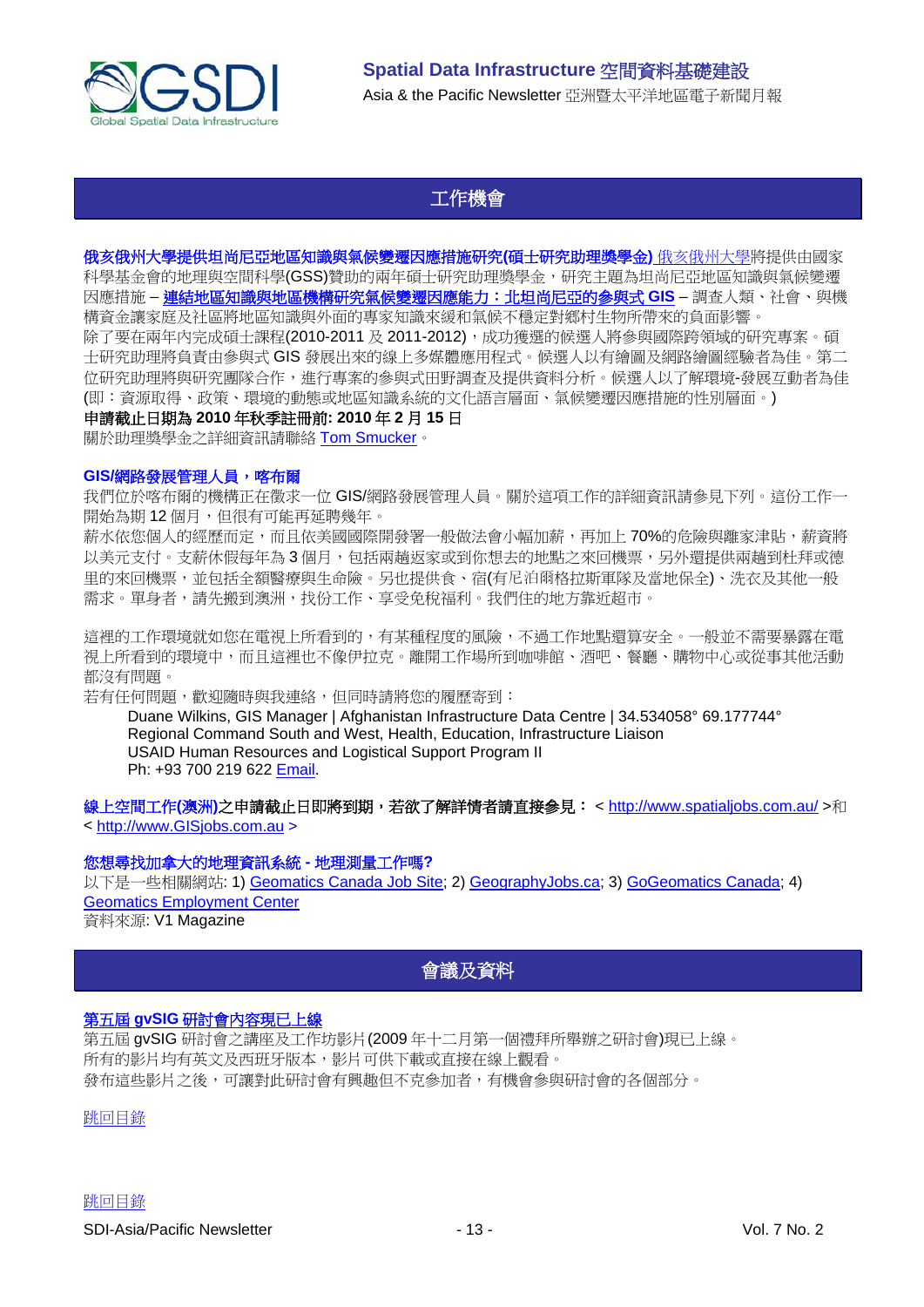## 工作機會

**俄亥俄州大學提供坦尚尼亞地區知識與氣候變遷因應措施研究(碩士研究助理獎學金)** 俄亥俄州大學將提供由國家科學基金會的地理與空間科學(GSS)贊助的兩年碩士研究助理獎學金，研究主題為坦尚尼亞地區知識與氣候變遷因應措施 – **連結地區知識與地區機構研究氣候變遷因應能力：北坦尚尼亞的參與式 GIS** – 調查人類、社會、與機構資金讓家庭及社區將地區知識與外面的專家知識來緩和氣候不穩定對鄉村生物所帶來的負面影響。

除了要在兩年內完成碩士課程(2010-2011 及 2011-2012)，成功獲選的候選人將參與國際跨領域的研究專案。碩士研究助理將負責由參與式 GIS 發展出來的線上多媒體應用程式。候選人以有繪圖及網路繪圖經驗者為佳。第二位研究助理將與研究團隊合作，進行專案的參與式田野調查及提供資料分析。候選人以了解環境-發展互動者為佳(即：資源取得、政策、環境的動態或地區知識系統的文化語言層面、氣候變遷因應措施的性別層面。)

**申請截止日期為 2010 年秋季註冊前: 2010 年 2 月 15 日**

關於助理獎學金之詳細資訊請聯絡 Tom Smucker。

**GIS/網路發展管理人員，喀布爾**

我們位於喀布爾的機構正在徵求一位 GIS/網路發展管理人員。關於這項工作的詳細資訊請參見下列。這份工作一開始為期 12 個月，但很有可能再延聘幾年。

薪水依您個人的經歷而定，而且依美國國際開發署一般做法會小幅加薪，再加上 70%的危險與離家津貼，薪資將以美元支付。支薪休假每年為 3 個月，包括兩趟返家或到你想去的地點之來回機票，另外還提供兩趟到杜拜或德里的來回機票，並包括全額醫療保險與生命險。另也提供食、宿(有尼泊爾格拉斯軍隊及當地保全)、洗衣及其他一般需求。單身者，請先搬到澳洲，找份工作、享受免稅福利。我們住的地方靠近超市。

這裡的工作環境就如您在電視上所看到的，有某種程度的風險，不過工作地點還算安全。一般並不需要暴露在電視上所看到的環境中，而且這裡也不像伊拉克。離開工作場所到咖啡館、酒吧、餐廳、購物中心或從事其他活動都沒有問題。

若有任何問題，歡迎隨時與我連絡，但同時請將您的履歷寄到：

> Duane Wilkins, GIS Manager | Afghanistan Infrastructure Data Centre | 34.534058° 69.177744°
> Regional Command South and West, Health, Education, Infrastructure Liaison
> USAID Human Resources and Logistical Support Program II
> Ph: +93 700 219 622 Email.

**線上空間工作(澳洲)之申請截止日即將到期，若欲了解詳情者請直接參見：** < http://www.spatialjobs.com.au/ >和< http://www.GISjobs.com.au >

**您想尋找加拿大的地理資訊系統 - 地理測量工作嗎?**

以下是一些相關網站: 1) Geomatics Canada Job Site; 2) GeographyJobs.ca; 3) GoGeomatics Canada; 4) Geomatics Employment Center

資料來源: V1 Magazine

## 會議及資料

**第五屆 gvSIG 研討會內容現已上線**

第五屆 gvSIG 研討會之講座及工作坊影片(2009 年十二月第一個禮拜所舉辦之研討會)現已上線。
所有的影片均有英文及西班牙版本，影片可供下載或直接在線上觀看。
發布這些影片之後，可讓對此研討會有興趣但不克參加者，有機會參與研討會的各個部分。

跳回目錄

跳回目錄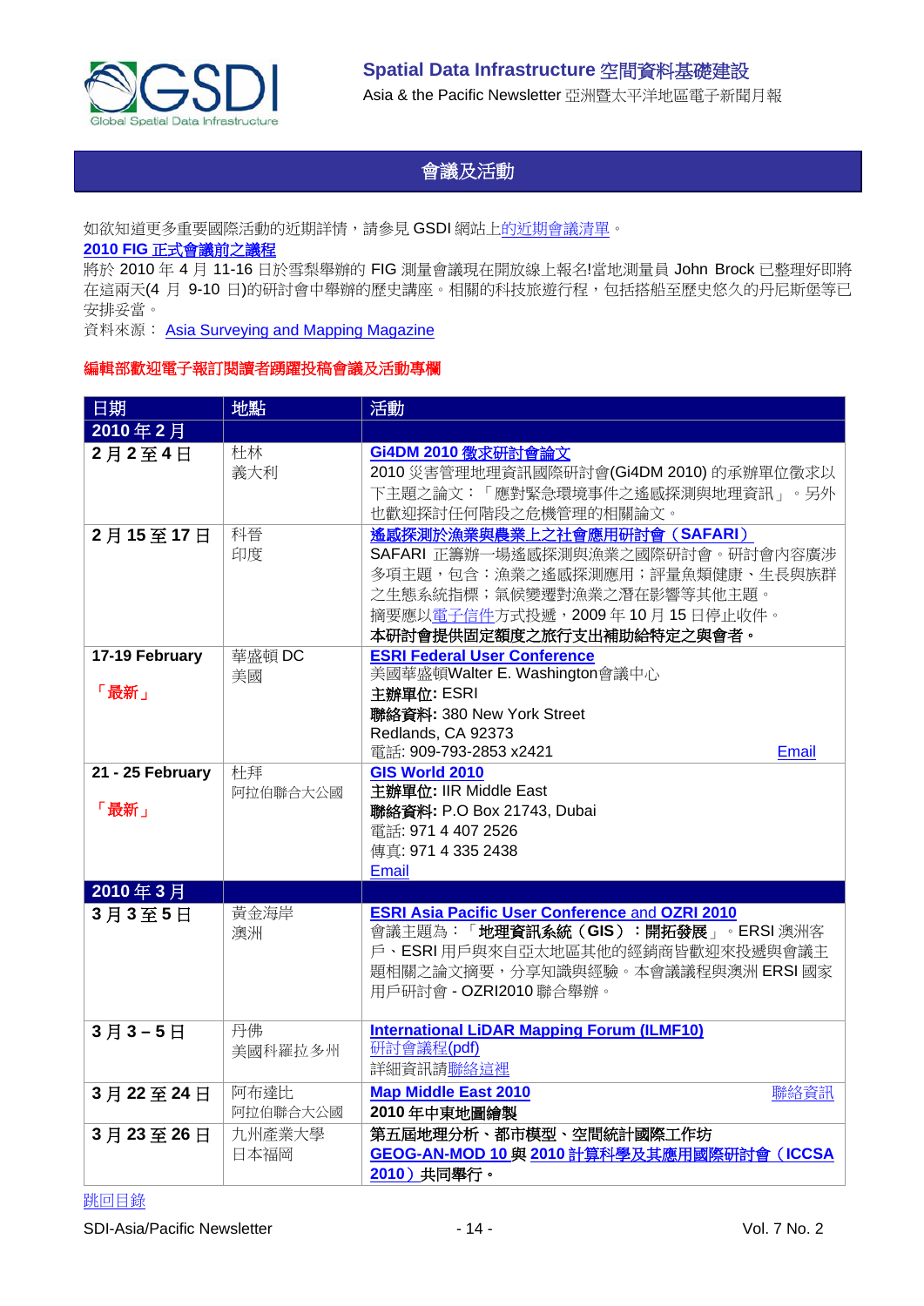## 會議及活動

如欲知道更多重要國際活動的近期詳情，請參見 GSDI 網站上的近期會議清單。

**2010 FIG 正式會議前之議程**

將於 2010 年 4 月 11-16 日於雪梨舉辦的 FIG 測量會議現在開放線上報名!當地測量員 John Brock 已整理好即將在這兩天(4 月 9-10 日)的研討會中舉辦的歷史講座。相關的科技旅遊行程，包括搭船至歷史悠久的丹尼斯堡等已安排妥當。

資料來源： Asia Surveying and Mapping Magazine

**編輯部歡迎電子報訂閱讀者踴躍投稿會議及活動專欄**

| 日期 | 地點 | 活動 |
|---|---|---|
| **2010 年 2 月** | | |
| **2 月 2 至 4 日** | 杜林<br>義大利 | **Gi4DM 2010 徵求研討會論文**<br>2010 災害管理地理資訊國際研討會(Gi4DM 2010) 的承辦單位徵求以下主題之論文：「應對緊急環境事件之遙感探測與地理資訊」。另外也歡迎探討任何階段之危機管理的相關論文。 |
| **2 月 15 至 17 日** | 科晉<br>印度 | **遙感探測於漁業與農業上之社會應用研討會（SAFARI）**<br>SAFARI 正籌辦一場遙感探測與漁業之國際研討會。研討會內容廣涉多項主題，包含：漁業之遙感探測應用；評量魚類健康、生長與族群之生態系統指標；氣候變遷對漁業之潛在影響等其他主題。<br>摘要應以電子信件方式投遞，2009 年 10 月 15 日停止收件。<br>**本研討會提供固定額度之旅行支出補助給特定之與會者。** |
| **17-19 February**<br><br>「最新」 | 華盛頓 DC<br>美國 | **ESRI Federal User Conference**<br>美國華盛頓Walter E. Washington會議中心<br>**主辦單位:** ESRI<br>**聯絡資料:** 380 New York Street<br>Redlands, CA 92373<br>電話: 909-793-2853 x2421 Email |
| **21 - 25 February**<br><br>「最新」 | 杜拜<br>阿拉伯聯合大公國 | **GIS World 2010**<br>**主辦單位:** IIR Middle East<br>**聯絡資料:** P.O Box 21743, Dubai<br>電話: 971 4 407 2526<br>傳真: 971 4 335 2438<br>Email |
| **2010 年 3 月** | | |
| **3 月 3 至 5 日** | 黃金海岸<br>澳洲 | **ESRI Asia Pacific User Conference and OZRI 2010**<br>會議主題為：「**地理資訊系統（GIS）：開拓發展**」。ERSI 澳洲客戶、ESRI 用戶與來自亞太地區其他的經銷商皆歡迎來投遞與會議主題相關之論文摘要，分享知識與經驗。本會議議程與澳洲 ERSI 國家用戶研討會 - OZRI2010 聯合舉辦。 |
| **3 月 3 – 5 日** | 丹佛<br>美國科羅拉多州 | **International LiDAR Mapping Forum (ILMF10)**<br>研討會議程(pdf)<br>詳細資訊請聯絡這裡 |
| **3 月 22 至 24 日** | 阿布達比<br>阿拉伯聯合大公國 | **Map Middle East 2010** 聯絡資訊<br>**2010 年中東地圖繪製** |
| **3 月 23 至 26 日** | 九州產業大學<br>日本福岡 | **第五屆地理分析、都市模型、空間統計國際工作坊**<br>**GEOG-AN-MOD 10 與 2010 計算科學及其應用國際研討會（ICCSA 2010）共同舉行。** |

跳回目錄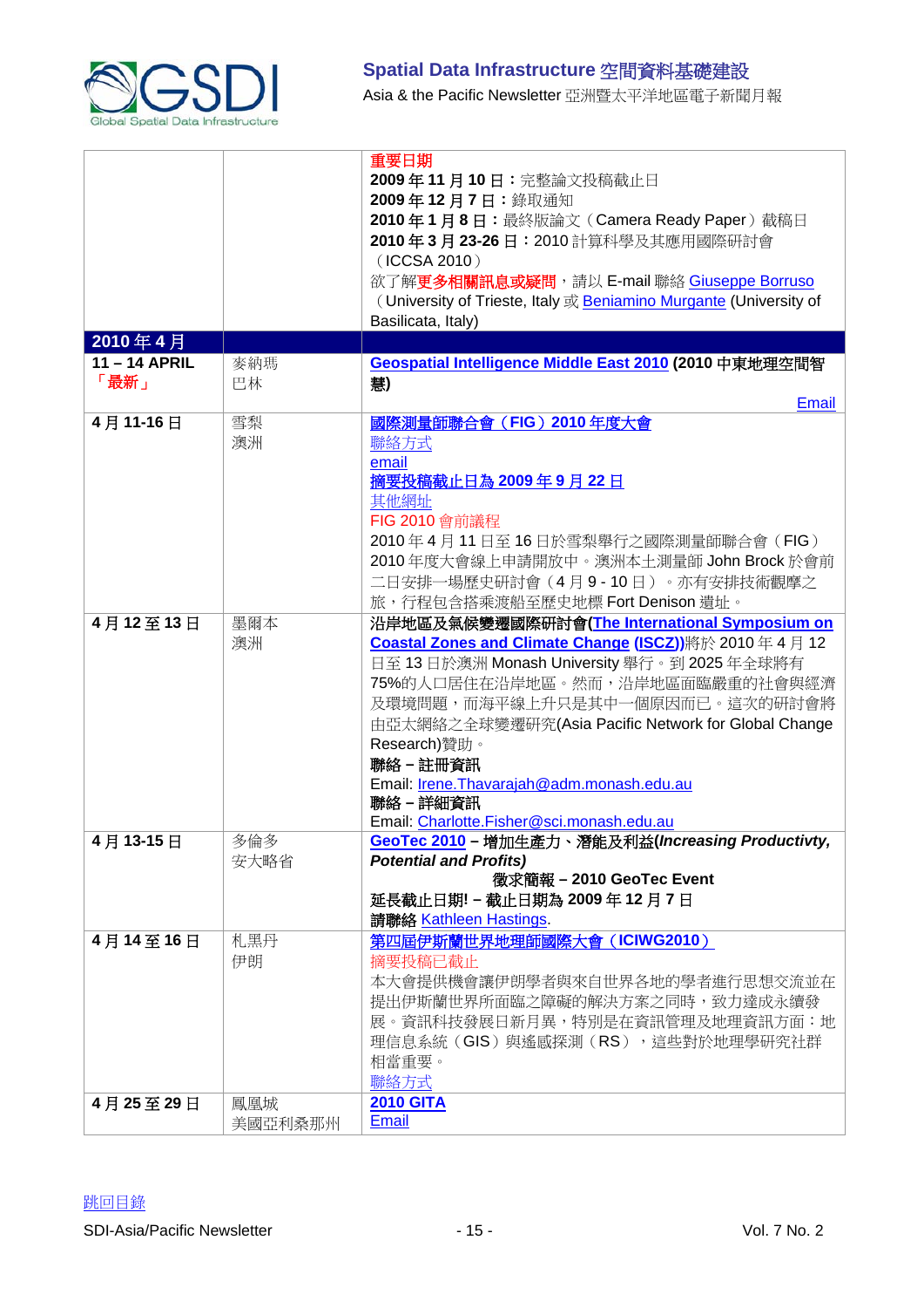| | | |
|---|---|---|
| | | 重要日期<br>**2009 年 11 月 10 日：**完整論文投稿截止日<br>**2009 年 12 月 7 日：**錄取通知<br>**2010 年 1 月 8 日：**最終版論文（Camera Ready Paper）截稿日<br>**2010 年 3 月 23-26 日：**2010 計算科學及其應用國際研討會（ICCSA 2010）<br>欲了解**更多相關訊息或疑問**，請以 E-mail 聯絡 Giuseppe Borruso（University of Trieste, Italy 或 Beniamino Murgante (University of Basilicata, Italy) |
| **2010 年 4 月** | | |
| **11 – 14 APRIL**<br>「最新」 | 麥納瑪<br>巴林 | **Geospatial Intelligence Middle East 2010 (2010 中東地理空間智慧)**<br>Email |
| **4 月 11-16 日** | 雪梨<br>澳洲 | **國際測量師聯合會（FIG）2010 年度大會**<br>聯絡方式<br>email<br>**摘要投稿截止日為 2009 年 9 月 22 日**<br>其他網址<br>FIG 2010 會前議程<br>2010 年 4 月 11 日至 16 日於雪梨舉行之國際測量師聯合會（FIG）2010 年度大會線上申請開放中。澳洲本土測量師 John Brock 於會前二日安排一場歷史研討會（4 月 9 - 10 日）。亦有安排技術觀摩之旅，行程包含搭乘渡船至歷史地標 Fort Denison 遺址。 |
| **4 月 12 至 13 日** | 墨爾本<br>澳洲 | **沿岸地區及氣候變遷國際研討會(The International Symposium on Coastal Zones and Climate Change (ISCZ))**將於 2010 年 4 月 12 日至 13 日於澳洲 Monash University 舉行。到 2025 年全球將有 75%的人口居住在沿岸地區。然而，沿岸地區面臨嚴重的社會與經濟及環境問題，而海平線上升只是其中一個原因而已。這次的研討會將由亞太網絡之全球變遷研究(Asia Pacific Network for Global Change Research)贊助。<br>**聯絡－註冊資訊**<br>Email: Irene.Thavarajah@adm.monash.edu.au<br>**聯絡－詳細資訊**<br>Email: Charlotte.Fisher@sci.monash.edu.au |
| **4 月 13-15 日** | 多倫多<br>安大略省 | **GeoTec 2010 – 增加生產力、潛能及利益(*Increasing Productivty, Potential and Profits)***<br>**徵求簡報 – 2010 GeoTec Event**<br>**延長截止日期! – 截止日期為 2009 年 12 月 7 日**<br>**請聯絡** Kathleen Hastings. |
| **4 月 14 至 16 日** | 札黑丹<br>伊朗 | **第四屆伊斯蘭世界地理師國際大會（ICIWG2010）**<br>摘要投稿已截止<br>本大會提供機會讓伊朗學者與來自世界各地的學者進行思想交流並在提出伊斯蘭世界所面臨之障礙的解決方案之同時，致力達成永續發展。資訊科技發展日新月異，特別是在資訊管理及地理資訊方面：地理信息系統（GIS）與遙感探測（RS），這些對於地理學研究社群相當重要。<br>聯絡方式 |
| **4 月 25 至 29 日** | 鳳凰城<br>美國亞利桑那州 | **2010 GITA**<br>Email |

跳回目錄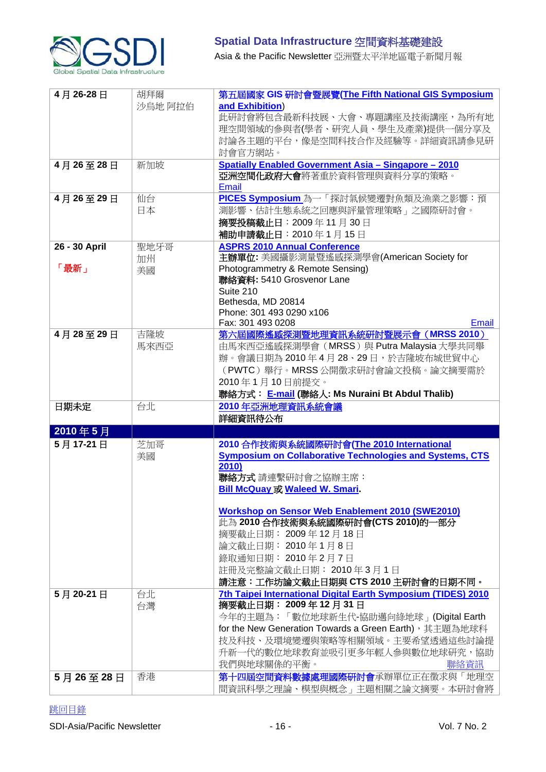| | | |
|---|---|---|
| **4 月 26-28 日** | 胡拜爾<br>沙烏地 阿拉伯 | **第五屆國家 GIS 研討會暨展覽(The Fifth National GIS Symposium and Exhibition)**<br>此研討會將包含最新科技展、大會、專題講座及技術講座，為所有地理空間領域的參與者(學者、研究人員、學生及產業)提供一個分享及討論各主題的平台，像是空間科技合作及經驗等。詳細資訊請參見研討會官方網站。 |
| **4 月 26 至 28 日** | 新加坡 | **Spatially Enabled Government Asia – Singapore – 2010**<br>**亞洲空間化政府大會**將著重於資料管理與資料分享的策略。<br>Email |
| **4 月 26 至 29 日** | 仙台<br>日本 | **PICES Symposium** 為一「探討氣候變遷對魚類及漁業之影響：預測影響、估計生態系統之回應與評量管理策略」之國際研討會。<br>**摘要投稿截止日**：2009 年 11 月 30 日<br>**補助申請截止日**：2010 年 1 月 15 日 |
| **26 - 30 April**<br><br>**「最新」** | 聖地牙哥<br>加州<br>美國 | **ASPRS 2010 Annual Conference**<br>**主辦單位:** 美國攝影測量暨遙感探測學會(American Society for Photogrammetry & Remote Sensing)<br>**聯絡資料:** 5410 Grosvenor Lane<br>Suite 210<br>Bethesda, MD 20814<br>Phone: 301 493 0290 x106<br>Fax: 301 493 0208 Email |
| **4 月 28 至 29 日** | 吉隆坡<br>馬來西亞 | **第六屆國際遙感探測暨地理資訊系統研討會暨展示會（MRSS 2010）**<br>由馬來西亞遙感探測學會（MRSS）與 Putra Malaysia 大學共同舉辦。會議日期為 2010 年 4 月 28、29 日，於吉隆坡布城世貿中心（PWTC）舉行。MRSS 公開徵求研討會論文投稿。論文摘要需於 2010 年 1 月 10 日前提交。<br>**聯絡方式： E-mail (聯絡人: Ms Nuraini Bt Abdul Thalib)** |
| **日期未定** | 台北 | **2010 年亞洲地理資訊系統會議**<br>**詳細資訊待公布** |
| **2010 年 5 月** | | |
| **5 月 17-21 日** | 芝加哥<br>美國 | **2010 合作技術與系統國際研討會(The 2010 International Symposium on Collaborative Technologies and Systems, CTS 2010)**<br>**聯絡方式** 請連繫研討會之協辦主席：<br>**Bill McQuay 或 Waleed W. Smari.**<br><br>**Workshop on Sensor Web Enablement 2010 (SWE2010)**<br>此為 **2010 合作技術與系統國際研討會(CTS 2010)的一部分**<br>摘要截止日期： 2009 年 12 月 18 日<br>論文截止日期： 2010 年 1 月 8 日<br>錄取通知日期： 2010 年 2 月 7 日<br>註冊及完整論文截止日期： 2010 年 3 月 1 日<br>**請注意：工作坊論文截止日期與 CTS 2010 主研討會的日期不同。** |
| **5 月 20-21 日** | 台北<br>台灣 | **7th Taipei International Digital Earth Symposium (TIDES) 2010**<br>**摘要截止日期： 2009 年 12 月 31 日**<br>今年的主題為：「數位地球新生代-協助邁向綠地球」(Digital Earth for the New Generation Towards a Green Earth)，其主題為地球科技及科技、及環境變遷與策略等相關領域。主要希望透過這些討論提升新一代的數位地球教育並吸引更多年輕人參與數位地球研究，協助我們與地球關係的平衡。 聯絡資訊 |
| **5 月 26 至 28 日** | 香港 | **第十四屆空間資料數據處理國際研討會**承辦單位正在徵求與「地理空間資訊科學之理論、模型與概念」主題相關之論文摘要。本研討會將 |

跳回目錄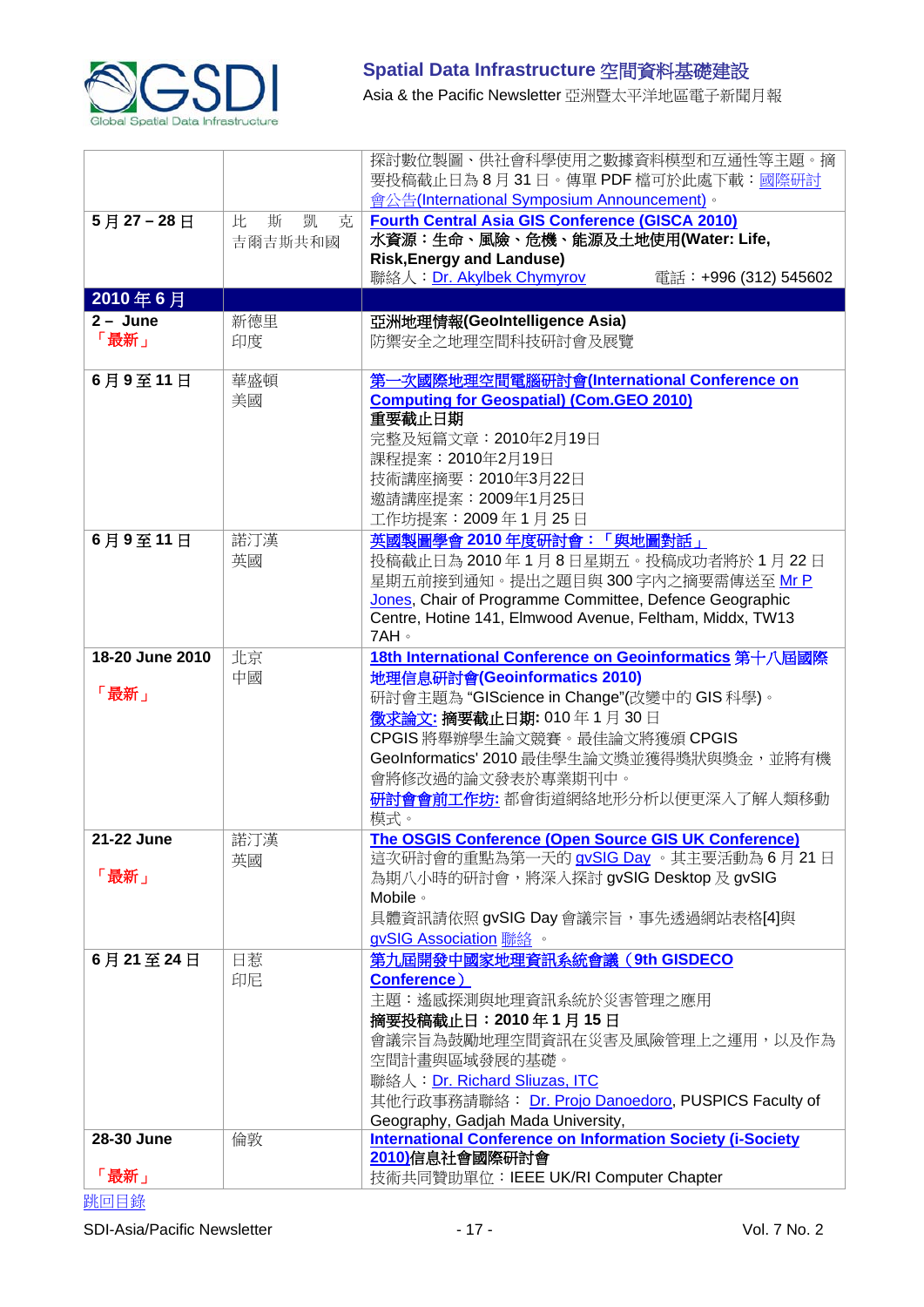| | | |
|---|---|---|
| | | 探討數位製圖、供社會科學使用之數據資料模型和互通性等主題。摘要投稿截止日為 8 月 31 日。傳單 PDF 檔可於此處下載：國際研討會公告(International Symposium Announcement)。 |
| **5 月 27 – 28 日** | 比　斯　凱　克<br>吉爾吉斯共和國 | **Fourth Central Asia GIS Conference (GISCA 2010)**<br>**水資源：生命、風險、危機、能源及土地使用(Water: Life, Risk,Energy and Landuse)**<br>聯絡人：Dr. Akylbek Chymyrov　　電話：+996 (312) 545602 |
| **2010 年 6 月** | | |
| **2 – June**<br>「最新」 | 新德里<br>印度 | **亞洲地理情報(GeoIntelligence Asia)**<br>防禦安全之地理空間科技研討會及展覽 |
| **6 月 9 至 11 日** | 華盛頓<br>美國 | **第一次國際地理空間電腦研討會(International Conference on Computing for Geospatial) (Com.GEO 2010)**<br>**重要截止日期**<br>完整及短篇文章：2010年2月19日<br>課程提案：2010年2月19日<br>技術講座摘要：2010年3月22日<br>邀請講座提案：2009年1月25日<br>工作坊提案：2009 年 1 月 25 日 |
| **6 月 9 至 11 日** | 諾汀漢<br>英國 | **英國製圖學會 2010 年度研討會：「與地圖對話」**<br>投稿截止日為 2010 年 1 月 8 日星期五。投稿成功者將於 1 月 22 日星期五前接到通知。提出之題目與 300 字內之摘要需傳送至 Mr P Jones, Chair of Programme Committee, Defence Geographic Centre, Hotine 141, Elmwood Avenue, Feltham, Middx, TW13 7AH。 |
| **18-20 June 2010**<br>「最新」 | 北京<br>中國 | **18th International Conference on Geoinformatics 第十八屆國際地理信息研討會(Geoinformatics 2010)**<br>研討會主題為 "GIScience in Change"(改變中的 GIS 科學)。<br>**徵求論文: 摘要截止日期:** 010 年 1 月 30 日<br>CPGIS 將舉辦學生論文競賽。最佳論文將獲頒 CPGIS GeoInformatics' 2010 最佳學生論文獎並獲得獎狀與獎金，並將有機會將修改過的論文發表於專業期刊中。<br>**研討會會前工作坊:** 都會街道網絡地形分析以便更深入了解人類移動模式。 |
| **21-22 June**<br>「最新」 | 諾汀漢<br>英國 | **The OSGIS Conference (Open Source GIS UK Conference)**<br>這次研討會的重點為第一天的 gvSIG Day 。其主要活動為 6 月 21 日為期八小時的研討會，將深入探討 gvSIG Desktop 及 gvSIG Mobile。<br>具體資訊請依照 gvSIG Day 會議宗旨，事先透過網站表格[4]與 gvSIG Association 聯絡 。 |
| **6 月 21 至 24 日** | 日惹<br>印尼 | **第九屆開發中國家地理資訊系統會議（9th GISDECO Conference）**<br>主題：遙感探測與地理資訊系統於災害管理之應用<br>**摘要投稿截止日：2010 年 1 月 15 日**<br>會議宗旨為鼓勵地理空間資訊在災害及風險管理上之運用，以及作為空間計畫與區域發展的基礎。<br>聯絡人：Dr. Richard Sliuzas, ITC<br>其他行政事務請聯絡： Dr. Projo Danoedoro, PUSPICS Faculty of Geography, Gadjah Mada University, |
| **28-30 June**<br>「最新」 | 倫敦 | **International Conference on Information Society (i-Society 2010)信息社會國際研討會**<br>技術共同贊助單位：IEEE UK/RI Computer Chapter |

跳回目錄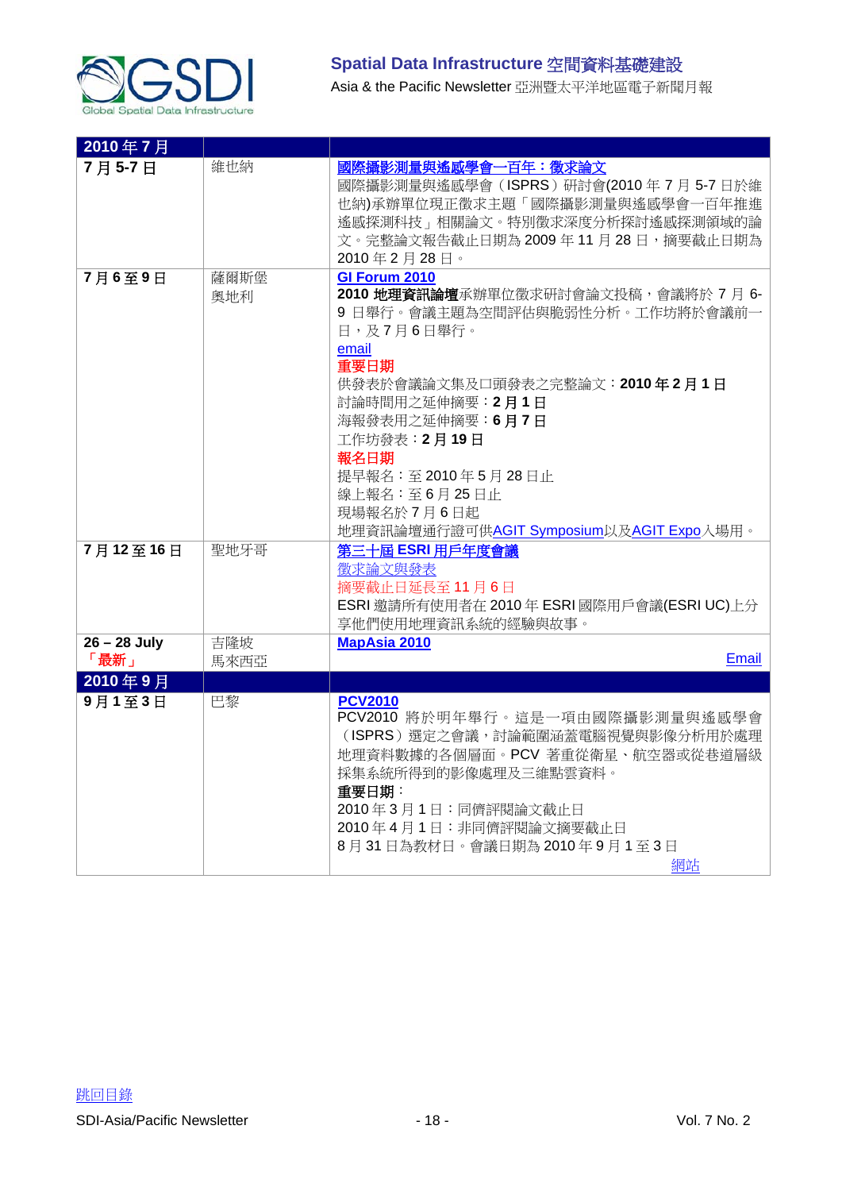| 2010 年 7 月 | | |
|---|---|---|
| **7 月 5-7 日** | 維也納 | **國際攝影測量與遙感學會一百年：徵求論文**<br>國際攝影測量與遙感學會（ISPRS）研討會(2010 年 7 月 5-7 日於維也納)承辦單位現正徵求主題「國際攝影測量與遙感學會一百年推進遙感探測科技」相關論文。特別徵求深度分析探討遙感探測領域的論文。完整論文報告截止日期為 2009 年 11 月 28 日，摘要截止日期為 2010 年 2 月 28 日。 |
| **7 月 6 至 9 日** | 薩爾斯堡<br>奧地利 | **GI Forum 2010**<br>**2010 地理資訊論壇**承辦單位徵求研討會論文投稿，會議將於 7 月 6-9 日舉行。會議主題為空間評估與脆弱性分析。工作坊將於會議前一日，及 7 月 6 日舉行。<br>email<br>**重要日期**<br>供發表於會議論文集及口頭發表之完整論文：**2010 年 2 月 1 日**<br>討論時間用之延伸摘要：**2 月 1 日**<br>海報發表用之延伸摘要：**6 月 7 日**<br>工作坊發表：**2 月 19 日**<br>**報名日期**<br>提早報名：至 2010 年 5 月 28 日止<br>線上報名：至 6 月 25 日止<br>現場報名於 7 月 6 日起<br>地理資訊論壇通行證可供AGIT Symposium以及AGIT Expo入場用。 |
| **7 月 12 至 16 日** | 聖地牙哥 | **第三十屆 ESRI 用戶年度會議**<br>徵求論文與發表<br>摘要截止日延長至 **11** 月 **6** 日<br>ESRI 邀請所有使用者在 2010 年 ESRI 國際用戶會議(ESRI UC)上分享他們使用地理資訊系統的經驗與故事。 |
| **26 – 28 July**<br>**「最新」** | 吉隆坡<br>馬來西亞 | **MapAsia 2010**<br>Email |
| **2010 年 9 月** | | |
| **9 月 1 至 3 日** | 巴黎 | **PCV2010**<br>PCV2010 將於明年舉行。這是一項由國際攝影測量與遙感學會（ISPRS）選定之會議，討論範圍涵蓋電腦視覺與影像分析用於處理地理資料數據的各個層面。PCV 著重從衛星、航空器或從巷道層級採集系統所得到的影像處理及三維點雲資料。<br>**重要日期：**<br>2010 年 3 月 1 日：同儕評閱論文截止日<br>2010 年 4 月 1 日：非同儕評閱論文摘要截止日<br>8 月 31 日為教材日。會議日期為 2010 年 9 月 1 至 3 日<br>網站 |

跳回目錄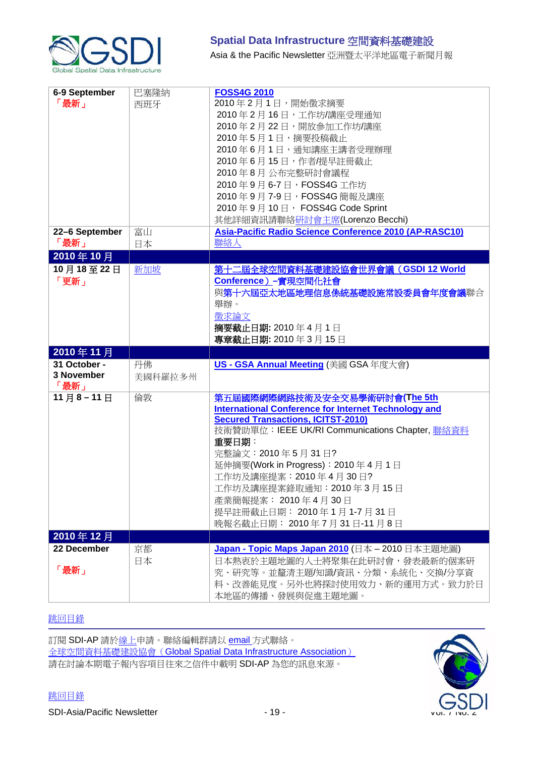| | | |
|---|---|---|
| **6-9 September** 「最新」 | 巴塞隆納 西班牙 | **FOSS4G 2010**<br>2010 年 2 月 1 日，開始徵求摘要<br>2010 年 2 月 16 日，工作坊/講座受理通知<br>2010 年 2 月 22 日，開放參加工作坊/講座<br>2010 年 5 月 1 日，摘要投稿截止<br>2010 年 6 月 1 日，通知講座主講者受理辦理<br>2010 年 6 月 15 日，作者/提早註冊截止<br>2010 年 8 月 公布完整研討會議程<br>2010 年 9 月 6-7 日，FOSS4G 工作坊<br>2010 年 9 月 7-9 日，FOSS4G 簡報及講座<br>2010 年 9 月 10 日， FOSS4G Code Sprint<br>其他詳細資訊請聯絡研討會主席(Lorenzo Becchi) |
| **22–6 September** 「最新」 | 富山 日本 | **Asia-Pacific Radio Science Conference 2010 (AP-RASC10)**<br>聯絡人 |
| **2010 年 10 月** | | |
| **10 月 18 至 22 日** 「更新」 | 新加坡 | **第十二屆全球空間資料基礎建設協會世界會議（GSDI 12 World Conference）–實現空間化社會**<br>與**第十六屆亞太地區地理信息係統基礎設施常設委員會年度會議**聯合舉辦。<br>徵求論文<br>**摘要截止日期:** 2010 年 4 月 1 日<br>**專章截止日期:** 2010 年 3 月 15 日 |
| **2010 年 11 月** | | |
| **31 October - 3 November** 「最新」 | 丹佛 美國科羅拉多州 | **US - GSA Annual Meeting** (美國 GSA 年度大會) |
| **11 月 8 – 11 日** | 倫敦 | **第五屆國際網際網路技術及安全交易學術研討會(The 5th International Conference for Internet Technology and Secured Transactions, ICITST-2010)**<br>技術贊助單位：IEEE UK/RI Communications Chapter, 聯絡資料<br>**重要日期**：<br>完整論文：2010 年 5 月 31 日?<br>延伸摘要(Work in Progress)：2010 年 4 月 1 日<br>工作坊及講座提案：2010 年 4 月 30 日?<br>工作坊及講座提案錄取通知：2010 年 3 月 15 日<br>產業簡報提案： 2010 年 4 月 30 日<br>提早註冊截止日期： 2010 年 1 月 1-7 月 31 日<br>晚報名截止日期： 2010 年 7 月 31 日-11 月 8 日 |
| **2010 年 12 月** | | |
| **22 December** 「最新」 | 京都 日本 | **Japan - Topic Maps Japan 2010** (日本 – 2010 日本主題地圖)<br>日本熱衷於主題地圖的人士將聚集在此研討會，發表最新的個案研究、研究等。並釐清主題/知識/資訊、分類、系統化、交換/分享資料、改善能見度。另外也將探討使用效力、新的運用方式。致力於日本地區的傳播、發展與促進主題地圖。 |

跳回目錄

訂閱 SDI-AP 請於線上申請。聯絡編輯群請以 email 方式聯絡。
全球空間資料基礎建設協會（Global Spatial Data Infrastructure Association）
請在討論本期電子報內容項目往來之信件中載明 SDI-AP 為您的訊息來源。

跳回目錄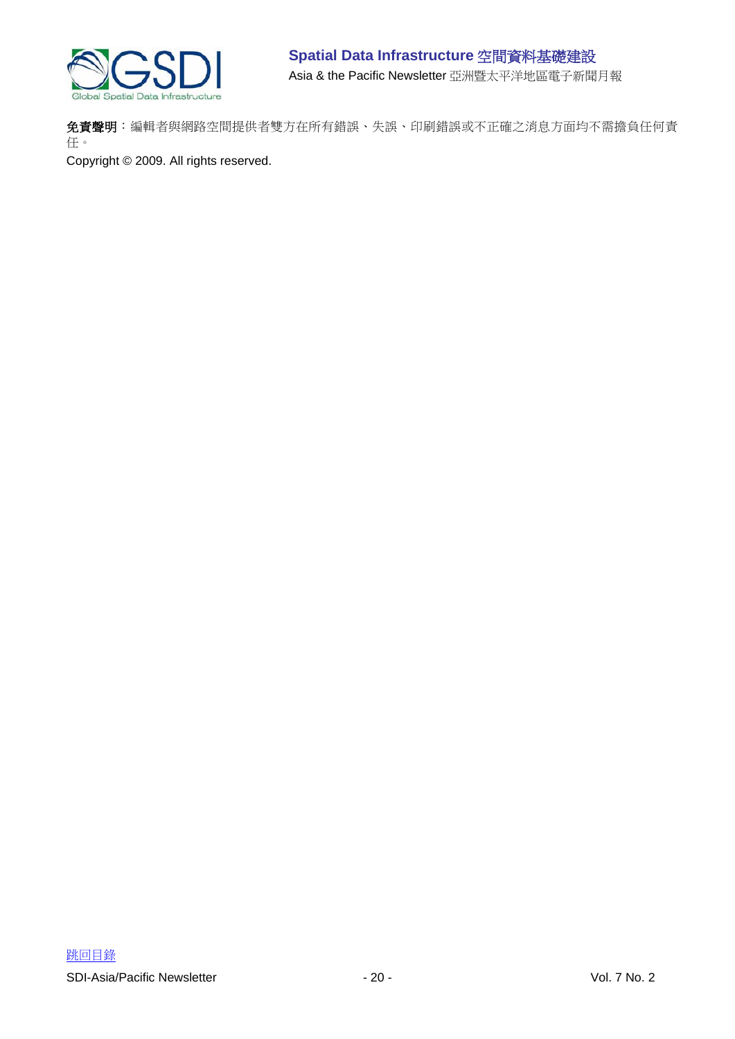**免責聲明**：編輯者與網路空間提供者雙方在所有錯誤、失誤、印刷錯誤或不正確之消息方面均不需擔負任何責任。

Copyright © 2009. All rights reserved.

跳回目錄